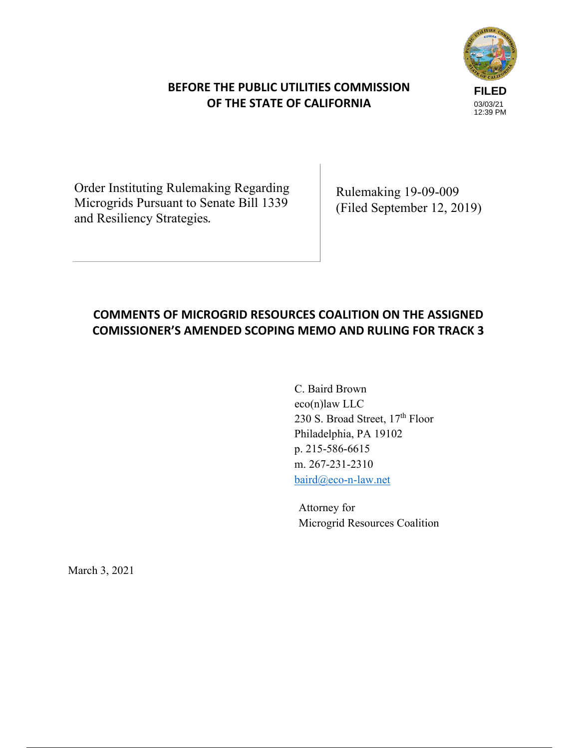**BEFORE THE PUBLIC UTILITIES COMMISSION OF THE STATE OF CALIFORNIA**

FILED
03/03/21
12:39 PM

| Order Instituting Rulemaking Regarding Microgrids Pursuant to Senate Bill 1339 and Resiliency Strategies. | Rulemaking 19-09-009 (Filed September 12, 2019) |
|---|---|

**COMMENTS OF MICROGRID RESOURCES COALITION ON THE ASSIGNED COMISSIONER'S AMENDED SCOPING MEMO AND RULING FOR TRACK 3**

C. Baird Brown
eco(n)law LLC
230 S. Broad Street, 17th Floor
Philadelphia, PA 19102
p. 215-586-6615
m. 267-231-2310
baird@eco-n-law.net

Attorney for
Microgrid Resources Coalition

March 3, 2021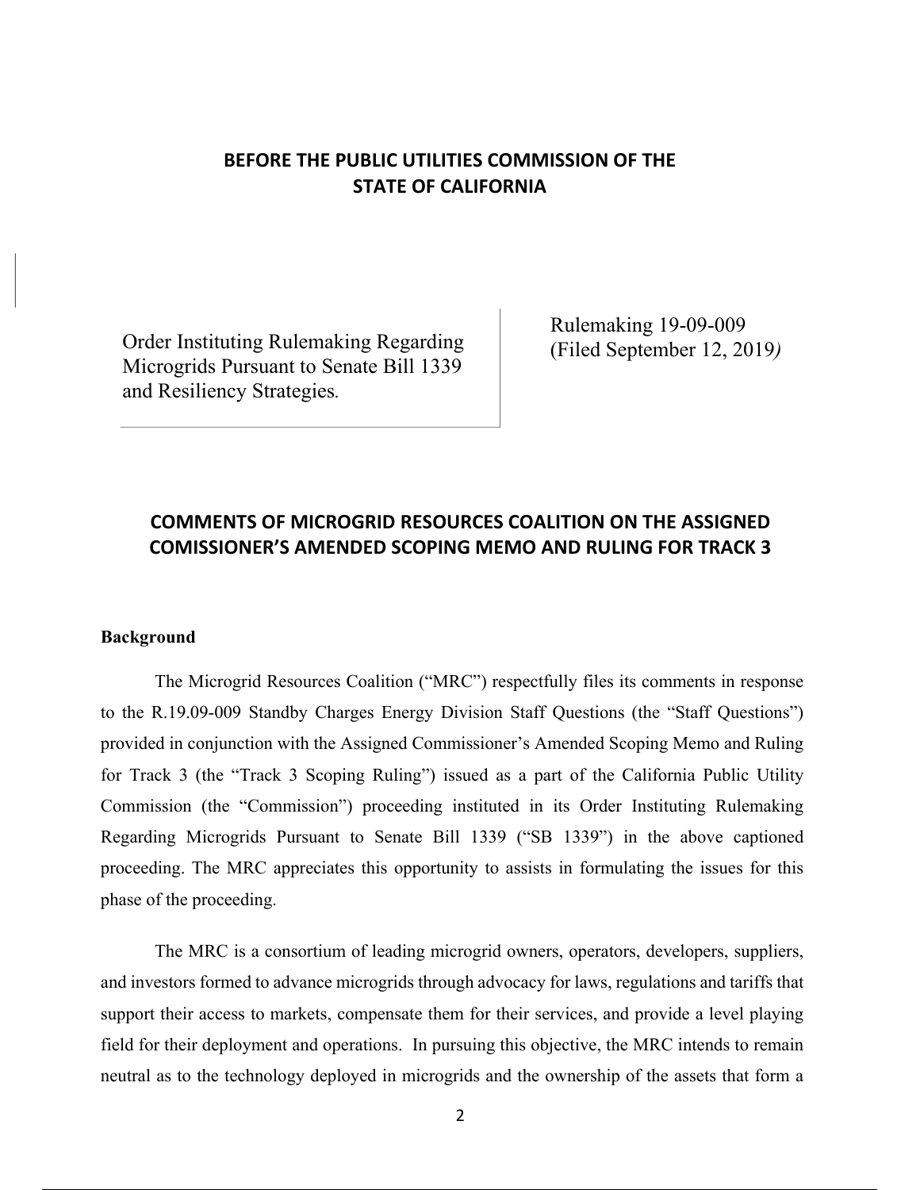**BEFORE THE PUBLIC UTILITIES COMMISSION OF THE STATE OF CALIFORNIA**

| Order Instituting Rulemaking Regarding Microgrids Pursuant to Senate Bill 1339 and Resiliency Strategies. | Rulemaking 19-09-009 (Filed September 12, 2019) |
|---|---|

## COMMENTS OF MICROGRID RESOURCES COALITION ON THE ASSIGNED COMISSIONER'S AMENDED SCOPING MEMO AND RULING FOR TRACK 3

**Background**

The Microgrid Resources Coalition ("MRC") respectfully files its comments in response to the R.19.09-009 Standby Charges Energy Division Staff Questions (the "Staff Questions") provided in conjunction with the Assigned Commissioner's Amended Scoping Memo and Ruling for Track 3 (the "Track 3 Scoping Ruling") issued as a part of the California Public Utility Commission (the "Commission") proceeding instituted in its Order Instituting Rulemaking Regarding Microgrids Pursuant to Senate Bill 1339 ("SB 1339") in the above captioned proceeding. The MRC appreciates this opportunity to assists in formulating the issues for this phase of the proceeding.

The MRC is a consortium of leading microgrid owners, operators, developers, suppliers, and investors formed to advance microgrids through advocacy for laws, regulations and tariffs that support their access to markets, compensate them for their services, and provide a level playing field for their deployment and operations. In pursuing this objective, the MRC intends to remain neutral as to the technology deployed in microgrids and the ownership of the assets that form a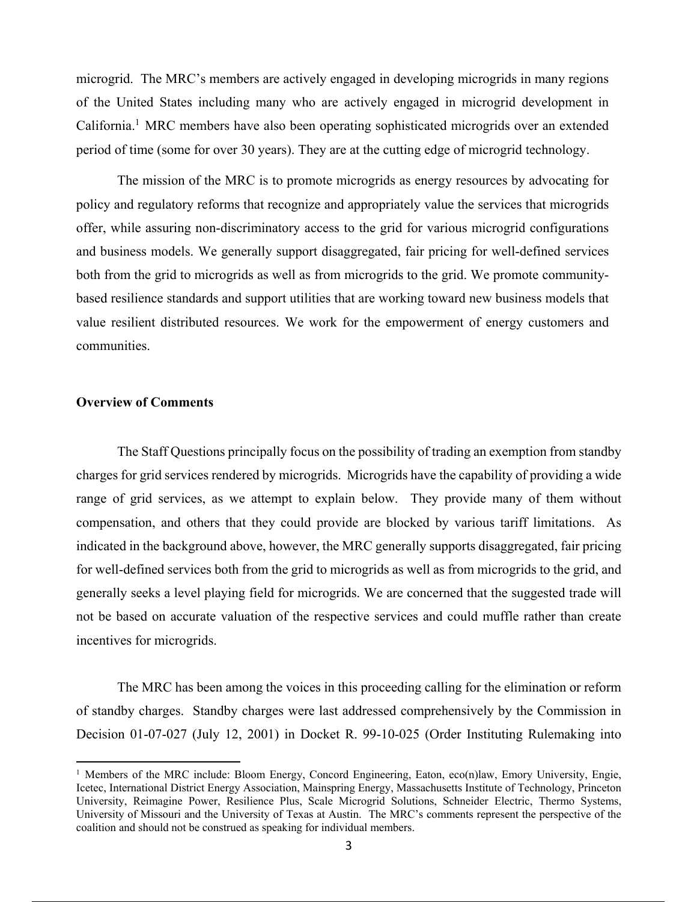microgrid. The MRC's members are actively engaged in developing microgrids in many regions of the United States including many who are actively engaged in microgrid development in California.[1] MRC members have also been operating sophisticated microgrids over an extended period of time (some for over 30 years). They are at the cutting edge of microgrid technology.

The mission of the MRC is to promote microgrids as energy resources by advocating for policy and regulatory reforms that recognize and appropriately value the services that microgrids offer, while assuring non-discriminatory access to the grid for various microgrid configurations and business models. We generally support disaggregated, fair pricing for well-defined services both from the grid to microgrids as well as from microgrids to the grid. We promote community-based resilience standards and support utilities that are working toward new business models that value resilient distributed resources. We work for the empowerment of energy customers and communities.

**Overview of Comments**

The Staff Questions principally focus on the possibility of trading an exemption from standby charges for grid services rendered by microgrids. Microgrids have the capability of providing a wide range of grid services, as we attempt to explain below. They provide many of them without compensation, and others that they could provide are blocked by various tariff limitations. As indicated in the background above, however, the MRC generally supports disaggregated, fair pricing for well-defined services both from the grid to microgrids as well as from microgrids to the grid, and generally seeks a level playing field for microgrids. We are concerned that the suggested trade will not be based on accurate valuation of the respective services and could muffle rather than create incentives for microgrids.

The MRC has been among the voices in this proceeding calling for the elimination or reform of standby charges. Standby charges were last addressed comprehensively by the Commission in Decision 01-07-027 (July 12, 2001) in Docket R. 99-10-025 (Order Instituting Rulemaking into

[1] Members of the MRC include: Bloom Energy, Concord Engineering, Eaton, eco(n)law, Emory University, Engie, Icetec, International District Energy Association, Mainspring Energy, Massachusetts Institute of Technology, Princeton University, Reimagine Power, Resilience Plus, Scale Microgrid Solutions, Schneider Electric, Thermo Systems, University of Missouri and the University of Texas at Austin. The MRC's comments represent the perspective of the coalition and should not be construed as speaking for individual members.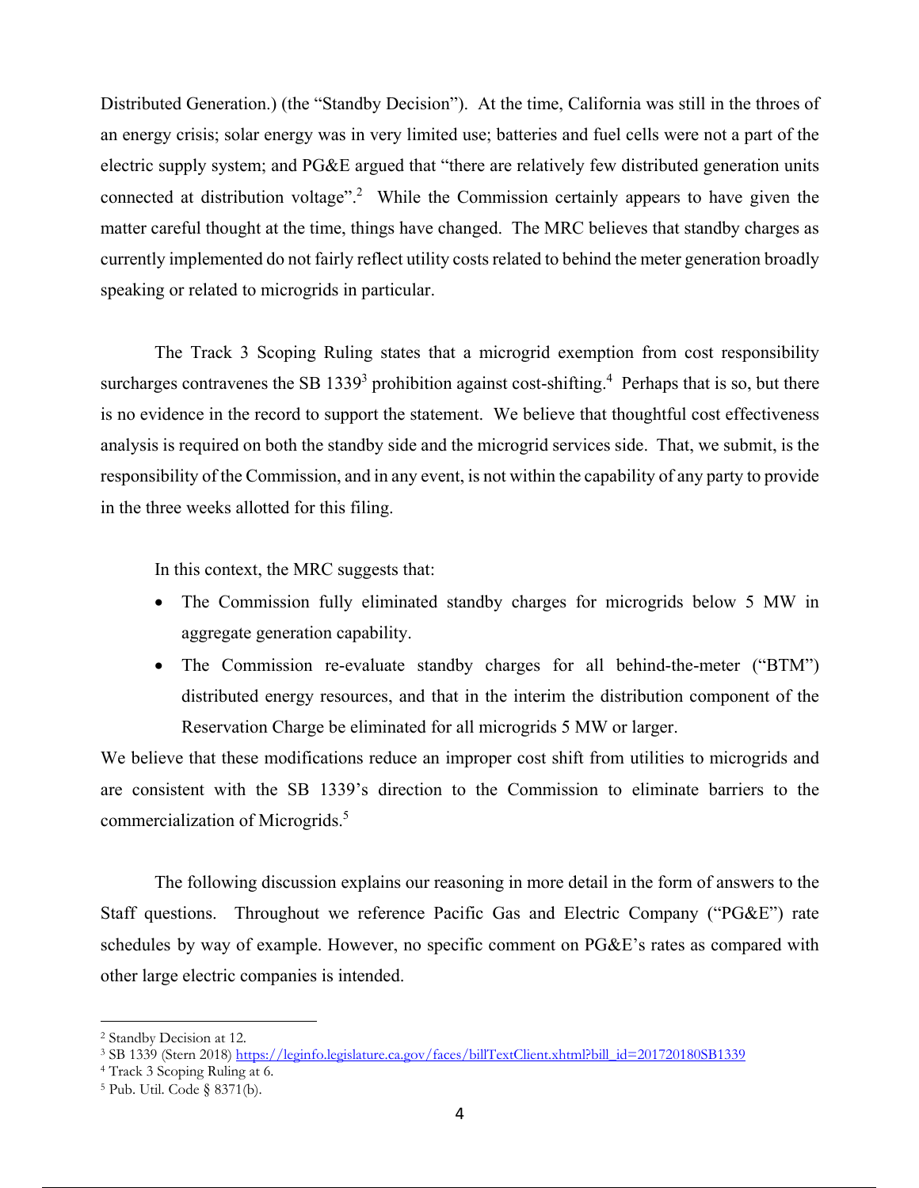Distributed Generation.) (the "Standby Decision"). At the time, California was still in the throes of an energy crisis; solar energy was in very limited use; batteries and fuel cells were not a part of the electric supply system; and PG&E argued that "there are relatively few distributed generation units connected at distribution voltage".[2] While the Commission certainly appears to have given the matter careful thought at the time, things have changed. The MRC believes that standby charges as currently implemented do not fairly reflect utility costs related to behind the meter generation broadly speaking or related to microgrids in particular.

The Track 3 Scoping Ruling states that a microgrid exemption from cost responsibility surcharges contravenes the SB 1339[3] prohibition against cost-shifting.[4] Perhaps that is so, but there is no evidence in the record to support the statement. We believe that thoughtful cost effectiveness analysis is required on both the standby side and the microgrid services side. That, we submit, is the responsibility of the Commission, and in any event, is not within the capability of any party to provide in the three weeks allotted for this filing.

In this context, the MRC suggests that:

- The Commission fully eliminated standby charges for microgrids below 5 MW in aggregate generation capability.
- The Commission re-evaluate standby charges for all behind-the-meter ("BTM") distributed energy resources, and that in the interim the distribution component of the Reservation Charge be eliminated for all microgrids 5 MW or larger.

We believe that these modifications reduce an improper cost shift from utilities to microgrids and are consistent with the SB 1339's direction to the Commission to eliminate barriers to the commercialization of Microgrids.[5]

The following discussion explains our reasoning in more detail in the form of answers to the Staff questions. Throughout we reference Pacific Gas and Electric Company ("PG&E") rate schedules by way of example. However, no specific comment on PG&E's rates as compared with other large electric companies is intended.

---

[2] Standby Decision at 12.

[3] SB 1339 (Stern 2018) https://leginfo.legislature.ca.gov/faces/billTextClient.xhtml?bill_id=201720180SB1339

[4] Track 3 Scoping Ruling at 6.

[5] Pub. Util. Code § 8371(b).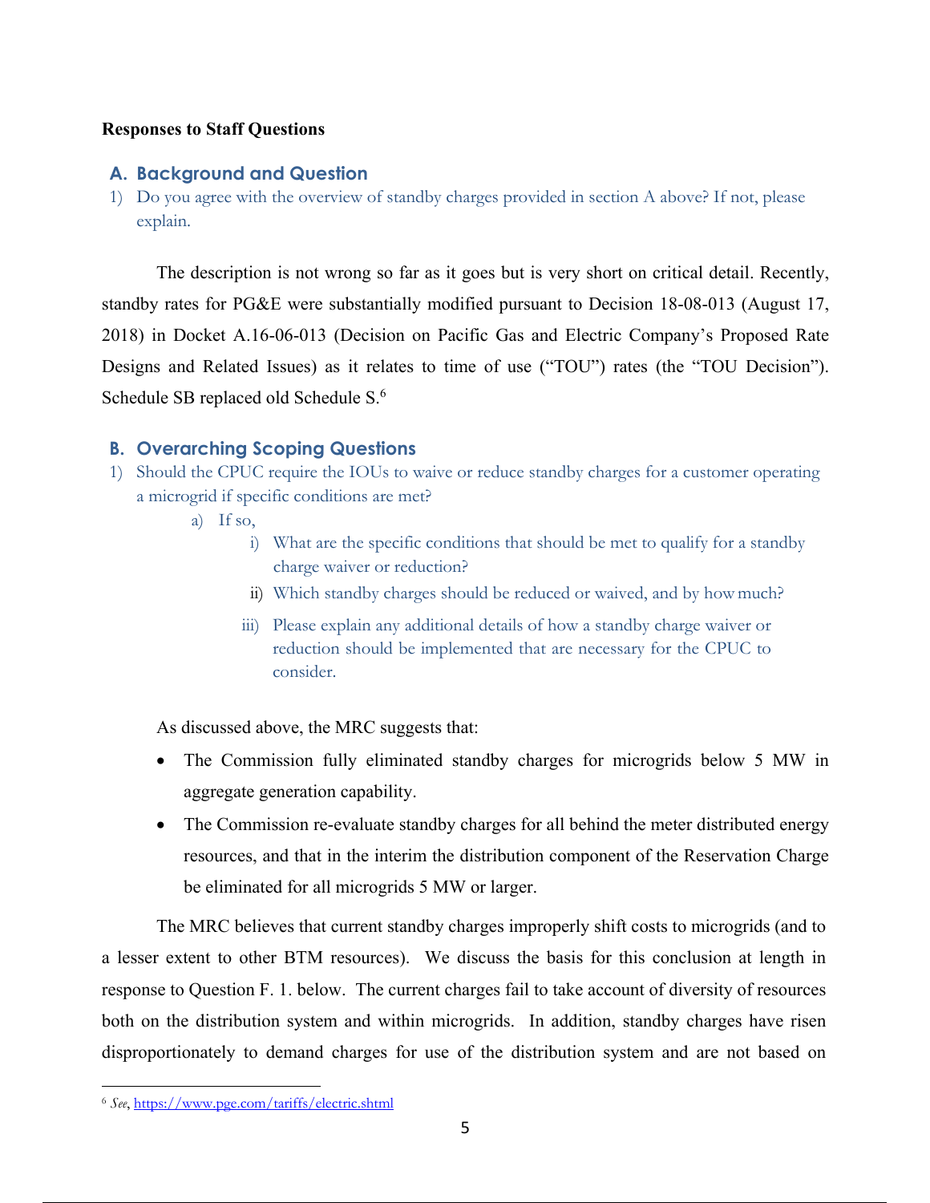**Responses to Staff Questions**

## A. Background and Question

1) Do you agree with the overview of standby charges provided in section A above? If not, please explain.

The description is not wrong so far as it goes but is very short on critical detail. Recently, standby rates for PG&E were substantially modified pursuant to Decision 18-08-013 (August 17, 2018) in Docket A.16-06-013 (Decision on Pacific Gas and Electric Company's Proposed Rate Designs and Related Issues) as it relates to time of use ("TOU") rates (the "TOU Decision"). Schedule SB replaced old Schedule S.[6]

## B. Overarching Scoping Questions

1) Should the CPUC require the IOUs to waive or reduce standby charges for a customer operating a microgrid if specific conditions are met?
   a) If so,
      i) What are the specific conditions that should be met to qualify for a standby charge waiver or reduction?
      ii) Which standby charges should be reduced or waived, and by how much?
      iii) Please explain any additional details of how a standby charge waiver or reduction should be implemented that are necessary for the CPUC to consider.

As discussed above, the MRC suggests that:

- The Commission fully eliminated standby charges for microgrids below 5 MW in aggregate generation capability.
- The Commission re-evaluate standby charges for all behind the meter distributed energy resources, and that in the interim the distribution component of the Reservation Charge be eliminated for all microgrids 5 MW or larger.

The MRC believes that current standby charges improperly shift costs to microgrids (and to a lesser extent to other BTM resources). We discuss the basis for this conclusion at length in response to Question F. 1. below. The current charges fail to take account of diversity of resources both on the distribution system and within microgrids. In addition, standby charges have risen disproportionately to demand charges for use of the distribution system and are not based on

---

[6] *See*, https://www.pge.com/tariffs/electric.shtml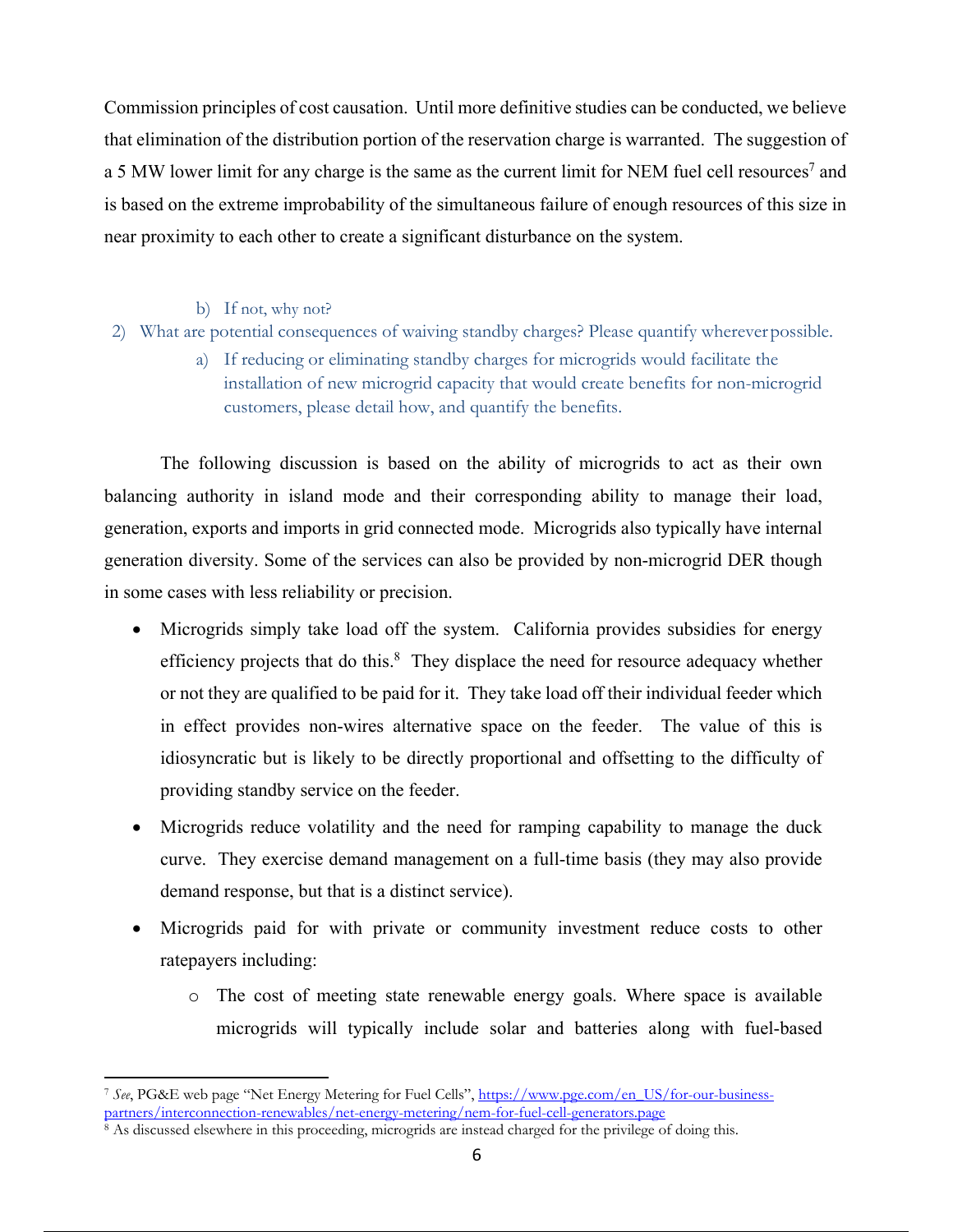Commission principles of cost causation. Until more definitive studies can be conducted, we believe that elimination of the distribution portion of the reservation charge is warranted. The suggestion of a 5 MW lower limit for any charge is the same as the current limit for NEM fuel cell resources[7] and is based on the extreme improbability of the simultaneous failure of enough resources of this size in near proximity to each other to create a significant disturbance on the system.

> b) If not, why not?
>
> 2) What are potential consequences of waiving standby charges? Please quantify wherever possible.
>
> a) If reducing or eliminating standby charges for microgrids would facilitate the installation of new microgrid capacity that would create benefits for non-microgrid customers, please detail how, and quantify the benefits.

The following discussion is based on the ability of microgrids to act as their own balancing authority in island mode and their corresponding ability to manage their load, generation, exports and imports in grid connected mode. Microgrids also typically have internal generation diversity. Some of the services can also be provided by non-microgrid DER though in some cases with less reliability or precision.

- Microgrids simply take load off the system. California provides subsidies for energy efficiency projects that do this.[8] They displace the need for resource adequacy whether or not they are qualified to be paid for it. They take load off their individual feeder which in effect provides non-wires alternative space on the feeder. The value of this is idiosyncratic but is likely to be directly proportional and offsetting to the difficulty of providing standby service on the feeder.
- Microgrids reduce volatility and the need for ramping capability to manage the duck curve. They exercise demand management on a full-time basis (they may also provide demand response, but that is a distinct service).
- Microgrids paid for with private or community investment reduce costs to other ratepayers including:
  - The cost of meeting state renewable energy goals. Where space is available microgrids will typically include solar and batteries along with fuel-based

[7] *See*, PG&E web page "Net Energy Metering for Fuel Cells", https://www.pge.com/en_US/for-our-business-partners/interconnection-renewables/net-energy-metering/nem-for-fuel-cell-generators.page

[8] As discussed elsewhere in this proceeding, microgrids are instead charged for the privilege of doing this.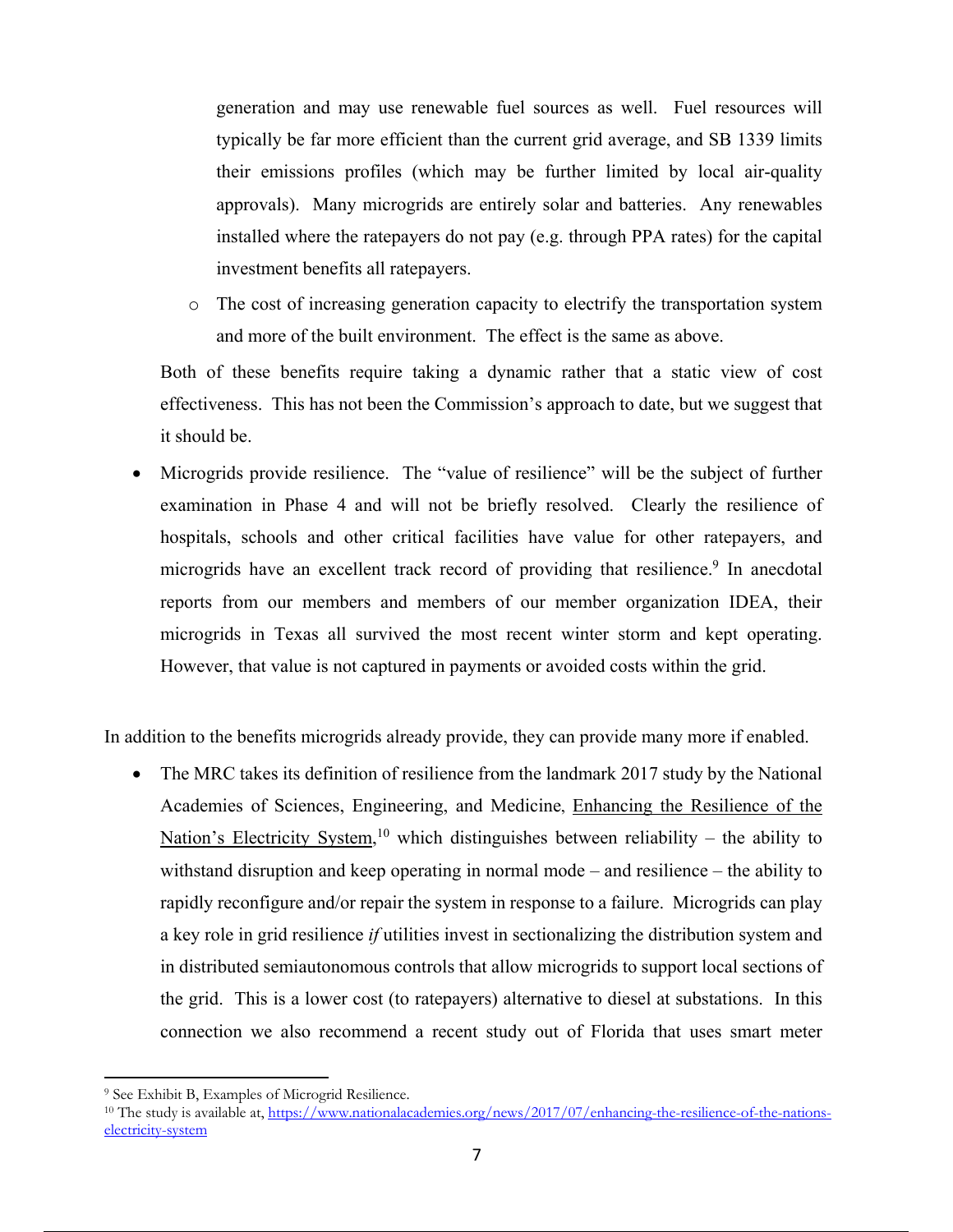generation and may use renewable fuel sources as well. Fuel resources will typically be far more efficient than the current grid average, and SB 1339 limits their emissions profiles (which may be further limited by local air-quality approvals). Many microgrids are entirely solar and batteries. Any renewables installed where the ratepayers do not pay (e.g. through PPA rates) for the capital investment benefits all ratepayers.

  - The cost of increasing generation capacity to electrify the transportation system and more of the built environment. The effect is the same as above.

  Both of these benefits require taking a dynamic rather that a static view of cost effectiveness. This has not been the Commission's approach to date, but we suggest that it should be.

- Microgrids provide resilience. The "value of resilience" will be the subject of further examination in Phase 4 and will not be briefly resolved. Clearly the resilience of hospitals, schools and other critical facilities have value for other ratepayers, and microgrids have an excellent track record of providing that resilience.[9] In anecdotal reports from our members and members of our member organization IDEA, their microgrids in Texas all survived the most recent winter storm and kept operating. However, that value is not captured in payments or avoided costs within the grid.

In addition to the benefits microgrids already provide, they can provide many more if enabled.

- The MRC takes its definition of resilience from the landmark 2017 study by the National Academies of Sciences, Engineering, and Medicine, Enhancing the Resilience of the Nation's Electricity System,[10] which distinguishes between reliability – the ability to withstand disruption and keep operating in normal mode – and resilience – the ability to rapidly reconfigure and/or repair the system in response to a failure. Microgrids can play a key role in grid resilience *if* utilities invest in sectionalizing the distribution system and in distributed semiautonomous controls that allow microgrids to support local sections of the grid. This is a lower cost (to ratepayers) alternative to diesel at substations. In this connection we also recommend a recent study out of Florida that uses smart meter

---

[9] See Exhibit B, Examples of Microgrid Resilience.

[10] The study is available at, https://www.nationalacademies.org/news/2017/07/enhancing-the-resilience-of-the-nations-electricity-system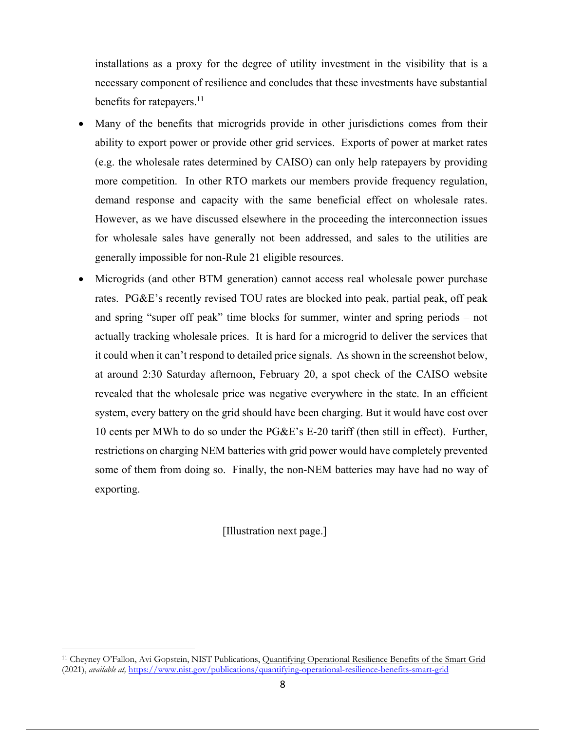installations as a proxy for the degree of utility investment in the visibility that is a necessary component of resilience and concludes that these investments have substantial benefits for ratepayers.[11]

- Many of the benefits that microgrids provide in other jurisdictions comes from their ability to export power or provide other grid services. Exports of power at market rates (e.g. the wholesale rates determined by CAISO) can only help ratepayers by providing more competition. In other RTO markets our members provide frequency regulation, demand response and capacity with the same beneficial effect on wholesale rates. However, as we have discussed elsewhere in the proceeding the interconnection issues for wholesale sales have generally not been addressed, and sales to the utilities are generally impossible for non-Rule 21 eligible resources.
- Microgrids (and other BTM generation) cannot access real wholesale power purchase rates. PG&E's recently revised TOU rates are blocked into peak, partial peak, off peak and spring "super off peak" time blocks for summer, winter and spring periods – not actually tracking wholesale prices. It is hard for a microgrid to deliver the services that it could when it can't respond to detailed price signals. As shown in the screenshot below, at around 2:30 Saturday afternoon, February 20, a spot check of the CAISO website revealed that the wholesale price was negative everywhere in the state. In an efficient system, every battery on the grid should have been charging. But it would have cost over 10 cents per MWh to do so under the PG&E's E-20 tariff (then still in effect). Further, restrictions on charging NEM batteries with grid power would have completely prevented some of them from doing so. Finally, the non-NEM batteries may have had no way of exporting.

[Illustration next page.]

[11] Cheyney O'Fallon, Avi Gopstein, NIST Publications, Quantifying Operational Resilience Benefits of the Smart Grid (2021), *available at,* https://www.nist.gov/publications/quantifying-operational-resilience-benefits-smart-grid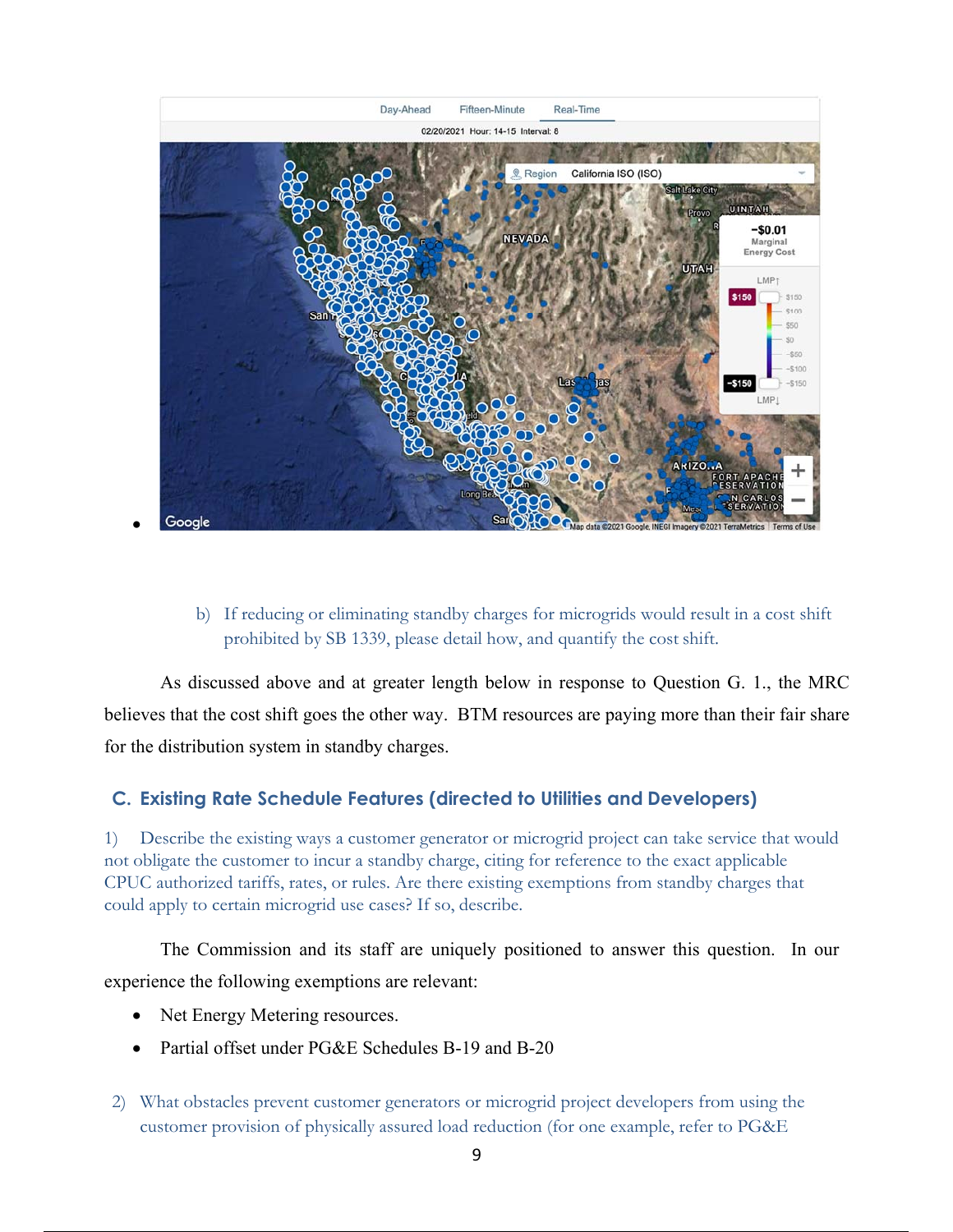- 

b) If reducing or eliminating standby charges for microgrids would result in a cost shift prohibited by SB 1339, please detail how, and quantify the cost shift.

As discussed above and at greater length below in response to Question G. 1., the MRC believes that the cost shift goes the other way. BTM resources are paying more than their fair share for the distribution system in standby charges.

## C. Existing Rate Schedule Features (directed to Utilities and Developers)

1) Describe the existing ways a customer generator or microgrid project can take service that would not obligate the customer to incur a standby charge, citing for reference to the exact applicable CPUC authorized tariffs, rates, or rules. Are there existing exemptions from standby charges that could apply to certain microgrid use cases? If so, describe.

The Commission and its staff are uniquely positioned to answer this question. In our experience the following exemptions are relevant:

- Net Energy Metering resources.
- Partial offset under PG&E Schedules B-19 and B-20

2) What obstacles prevent customer generators or microgrid project developers from using the customer provision of physically assured load reduction (for one example, refer to PG&E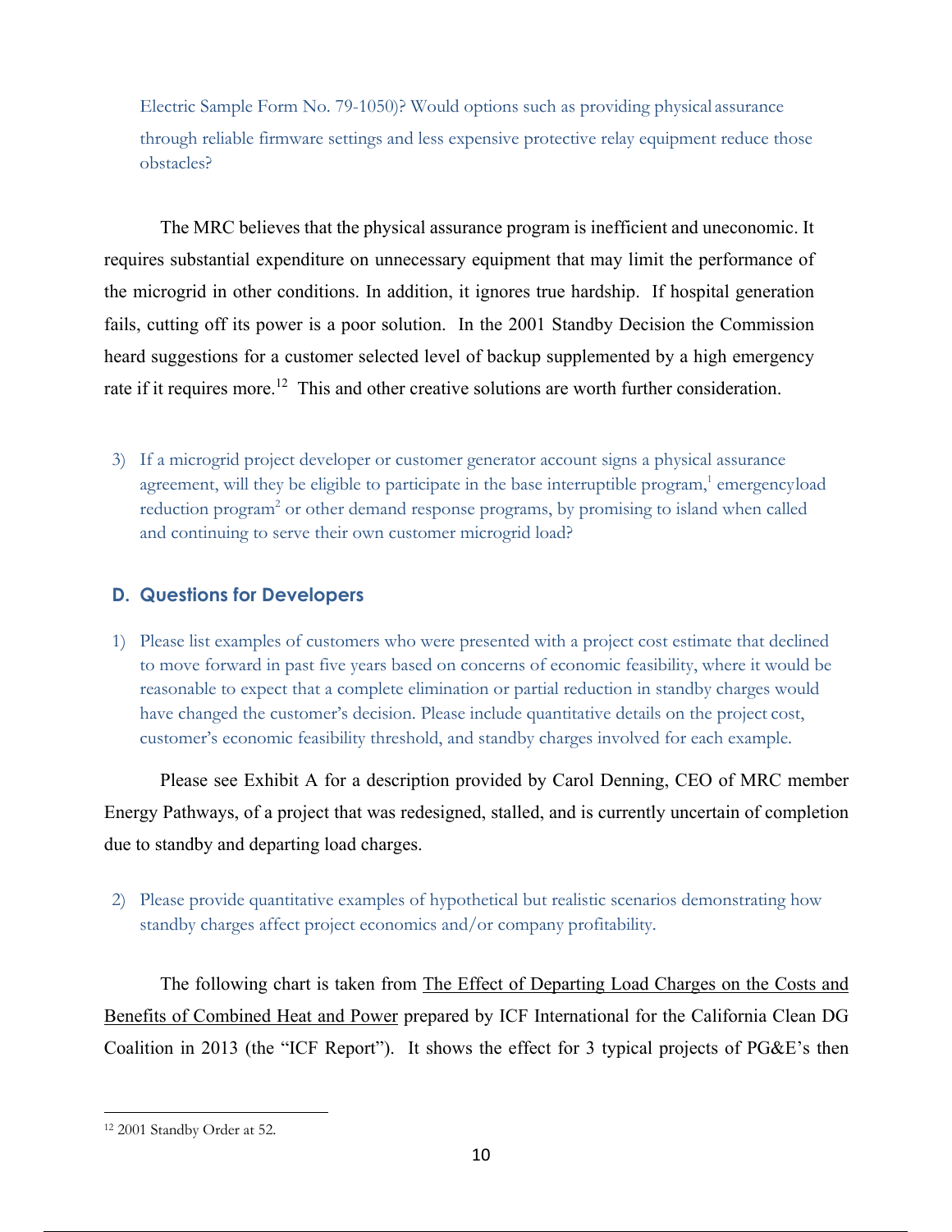Electric Sample Form No. 79-1050)? Would options such as providing physical assurance through reliable firmware settings and less expensive protective relay equipment reduce those obstacles?

The MRC believes that the physical assurance program is inefficient and uneconomic. It requires substantial expenditure on unnecessary equipment that may limit the performance of the microgrid in other conditions. In addition, it ignores true hardship. If hospital generation fails, cutting off its power is a poor solution. In the 2001 Standby Decision the Commission heard suggestions for a customer selected level of backup supplemented by a high emergency rate if it requires more.[12] This and other creative solutions are worth further consideration.

3) If a microgrid project developer or customer generator account signs a physical assurance agreement, will they be eligible to participate in the base interruptible program,[1] emergency load reduction program[2] or other demand response programs, by promising to island when called and continuing to serve their own customer microgrid load?

### D. Questions for Developers

1) Please list examples of customers who were presented with a project cost estimate that declined to move forward in past five years based on concerns of economic feasibility, where it would be reasonable to expect that a complete elimination or partial reduction in standby charges would have changed the customer's decision. Please include quantitative details on the project cost, customer's economic feasibility threshold, and standby charges involved for each example.

Please see Exhibit A for a description provided by Carol Denning, CEO of MRC member Energy Pathways, of a project that was redesigned, stalled, and is currently uncertain of completion due to standby and departing load charges.

2) Please provide quantitative examples of hypothetical but realistic scenarios demonstrating how standby charges affect project economics and/or company profitability.

The following chart is taken from The Effect of Departing Load Charges on the Costs and Benefits of Combined Heat and Power prepared by ICF International for the California Clean DG Coalition in 2013 (the "ICF Report"). It shows the effect for 3 typical projects of PG&E's then

---

[12] 2001 Standby Order at 52.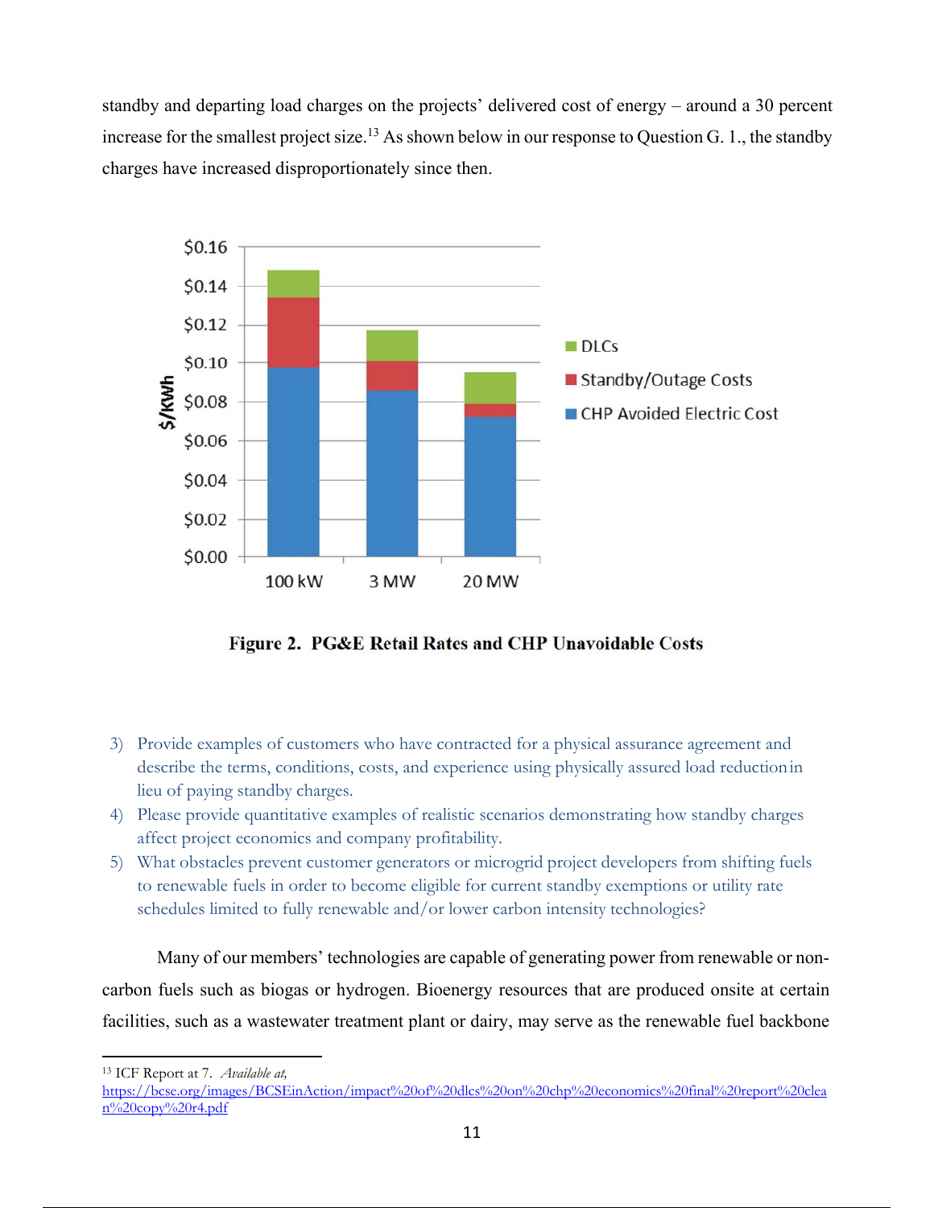standby and departing load charges on the projects' delivered cost of energy – around a 30 percent increase for the smallest project size.[13] As shown below in our response to Question G. 1., the standby charges have increased disproportionately since then.

**Figure 2. PG&E Retail Rates and CHP Unavoidable Costs**

3) Provide examples of customers who have contracted for a physical assurance agreement and describe the terms, conditions, costs, and experience using physically assured load reduction in lieu of paying standby charges.
4) Please provide quantitative examples of realistic scenarios demonstrating how standby charges affect project economics and company profitability.
5) What obstacles prevent customer generators or microgrid project developers from shifting fuels to renewable fuels in order to become eligible for current standby exemptions or utility rate schedules limited to fully renewable and/or lower carbon intensity technologies?

Many of our members' technologies are capable of generating power from renewable or non-carbon fuels such as biogas or hydrogen. Bioenergy resources that are produced onsite at certain facilities, such as a wastewater treatment plant or dairy, may serve as the renewable fuel backbone

---

[13] ICF Report at 7. *Available at,* https://bcse.org/images/BCSEinAction/impact%20of%20dlcs%20on%20chp%20economics%20final%20report%20clean%20copy%20r4.pdf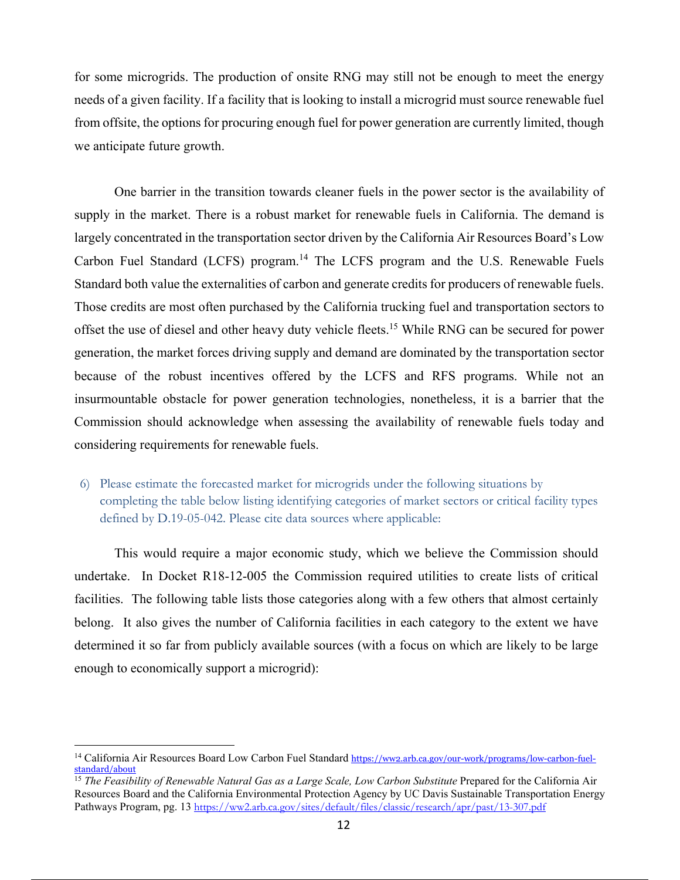for some microgrids. The production of onsite RNG may still not be enough to meet the energy needs of a given facility. If a facility that is looking to install a microgrid must source renewable fuel from offsite, the options for procuring enough fuel for power generation are currently limited, though we anticipate future growth.

One barrier in the transition towards cleaner fuels in the power sector is the availability of supply in the market. There is a robust market for renewable fuels in California. The demand is largely concentrated in the transportation sector driven by the California Air Resources Board's Low Carbon Fuel Standard (LCFS) program.[14] The LCFS program and the U.S. Renewable Fuels Standard both value the externalities of carbon and generate credits for producers of renewable fuels. Those credits are most often purchased by the California trucking fuel and transportation sectors to offset the use of diesel and other heavy duty vehicle fleets.[15] While RNG can be secured for power generation, the market forces driving supply and demand are dominated by the transportation sector because of the robust incentives offered by the LCFS and RFS programs. While not an insurmountable obstacle for power generation technologies, nonetheless, it is a barrier that the Commission should acknowledge when assessing the availability of renewable fuels today and considering requirements for renewable fuels.

6) Please estimate the forecasted market for microgrids under the following situations by completing the table below listing identifying categories of market sectors or critical facility types defined by D.19-05-042. Please cite data sources where applicable:

This would require a major economic study, which we believe the Commission should undertake. In Docket R18-12-005 the Commission required utilities to create lists of critical facilities. The following table lists those categories along with a few others that almost certainly belong. It also gives the number of California facilities in each category to the extent we have determined it so far from publicly available sources (with a focus on which are likely to be large enough to economically support a microgrid):

---

[14] California Air Resources Board Low Carbon Fuel Standard https://ww2.arb.ca.gov/our-work/programs/low-carbon-fuel-standard/about

[15] *The Feasibility of Renewable Natural Gas as a Large Scale, Low Carbon Substitute* Prepared for the California Air Resources Board and the California Environmental Protection Agency by UC Davis Sustainable Transportation Energy Pathways Program, pg. 13 https://ww2.arb.ca.gov/sites/default/files/classic/research/apr/past/13-307.pdf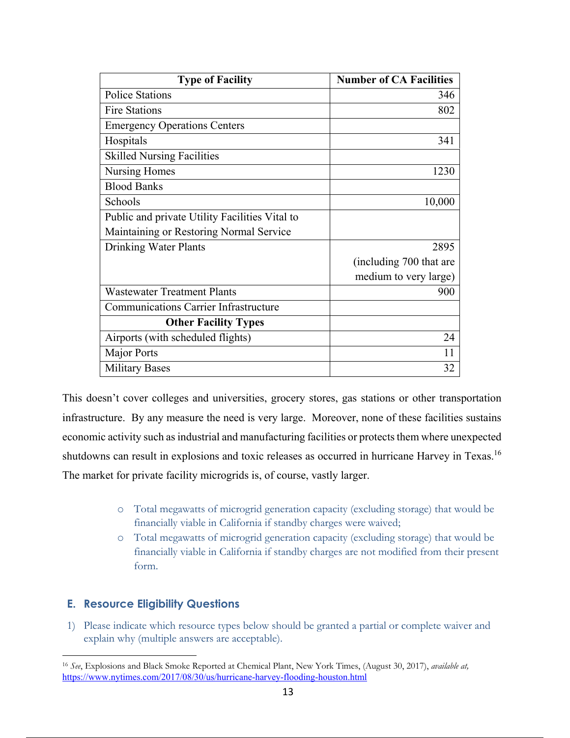| Type of Facility | Number of CA Facilities |
|---|---|
| Police Stations | 346 |
| Fire Stations | 802 |
| Emergency Operations Centers | |
| Hospitals | 341 |
| Skilled Nursing Facilities | |
| Nursing Homes | 1230 |
| Blood Banks | |
| Schools | 10,000 |
| Public and private Utility Facilities Vital to Maintaining or Restoring Normal Service | |
| Drinking Water Plants | 2895 (including 700 that are medium to very large) |
| Wastewater Treatment Plants | 900 |
| Communications Carrier Infrastructure | |
| **Other Facility Types** | |
| Airports (with scheduled flights) | 24 |
| Major Ports | 11 |
| Military Bases | 32 |

This doesn't cover colleges and universities, grocery stores, gas stations or other transportation infrastructure. By any measure the need is very large. Moreover, none of these facilities sustains economic activity such as industrial and manufacturing facilities or protects them where unexpected shutdowns can result in explosions and toxic releases as occurred in hurricane Harvey in Texas.[16] The market for private facility microgrids is, of course, vastly larger.

- Total megawatts of microgrid generation capacity (excluding storage) that would be financially viable in California if standby charges were waived;
- Total megawatts of microgrid generation capacity (excluding storage) that would be financially viable in California if standby charges are not modified from their present form.

### E. Resource Eligibility Questions

1) Please indicate which resource types below should be granted a partial or complete waiver and explain why (multiple answers are acceptable).

---

[16] *See*, Explosions and Black Smoke Reported at Chemical Plant, New York Times, (August 30, 2017), *available at,* https://www.nytimes.com/2017/08/30/us/hurricane-harvey-flooding-houston.html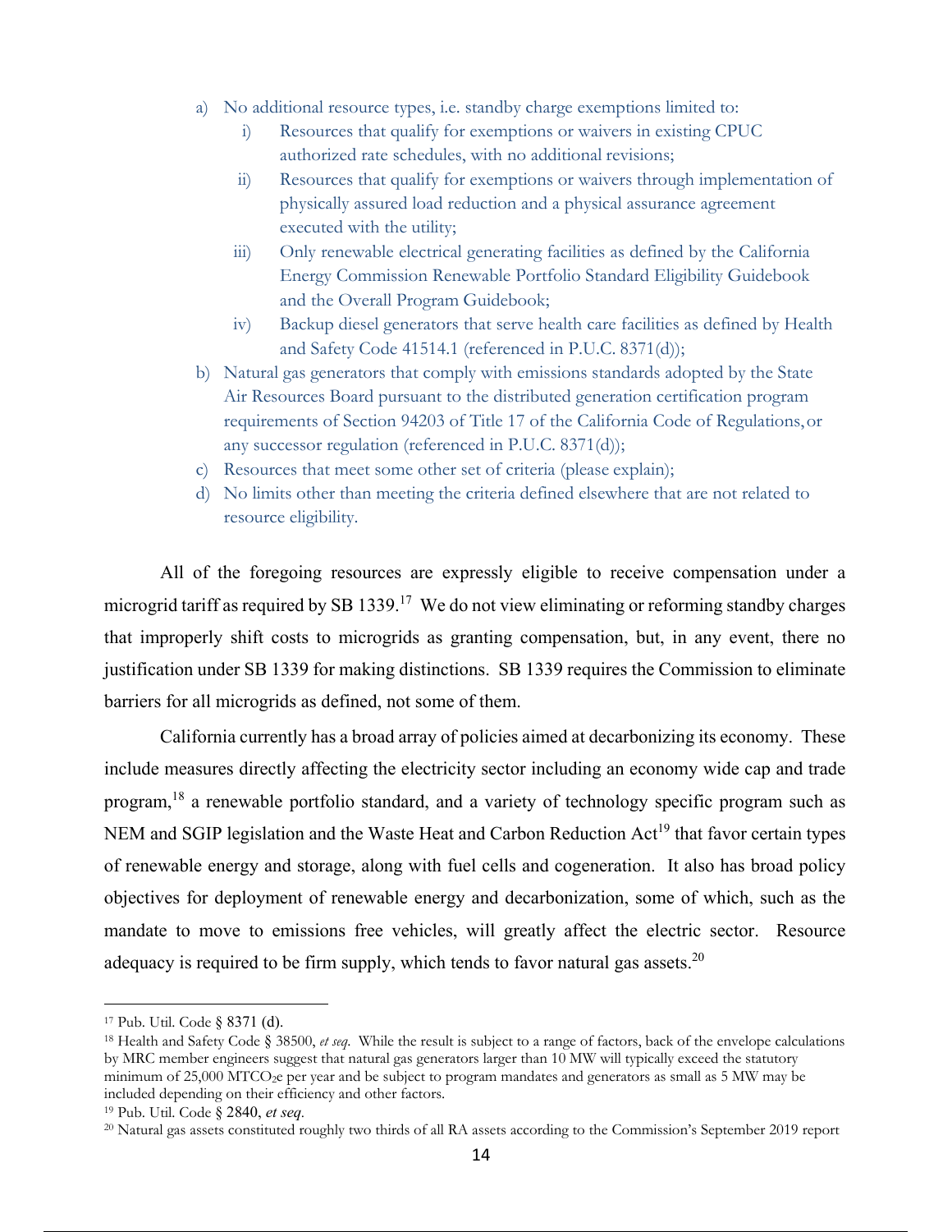a) No additional resource types, i.e. standby charge exemptions limited to:
   i) Resources that qualify for exemptions or waivers in existing CPUC authorized rate schedules, with no additional revisions;
   ii) Resources that qualify for exemptions or waivers through implementation of physically assured load reduction and a physical assurance agreement executed with the utility;
   iii) Only renewable electrical generating facilities as defined by the California Energy Commission Renewable Portfolio Standard Eligibility Guidebook and the Overall Program Guidebook;
   iv) Backup diesel generators that serve health care facilities as defined by Health and Safety Code 41514.1 (referenced in P.U.C. 8371(d));

b) Natural gas generators that comply with emissions standards adopted by the State Air Resources Board pursuant to the distributed generation certification program requirements of Section 94203 of Title 17 of the California Code of Regulations, or any successor regulation (referenced in P.U.C. 8371(d));

c) Resources that meet some other set of criteria (please explain);

d) No limits other than meeting the criteria defined elsewhere that are not related to resource eligibility.

All of the foregoing resources are expressly eligible to receive compensation under a microgrid tariff as required by SB 1339.[17] We do not view eliminating or reforming standby charges that improperly shift costs to microgrids as granting compensation, but, in any event, there no justification under SB 1339 for making distinctions. SB 1339 requires the Commission to eliminate barriers for all microgrids as defined, not some of them.

California currently has a broad array of policies aimed at decarbonizing its economy. These include measures directly affecting the electricity sector including an economy wide cap and trade program,[18] a renewable portfolio standard, and a variety of technology specific program such as NEM and SGIP legislation and the Waste Heat and Carbon Reduction Act[19] that favor certain types of renewable energy and storage, along with fuel cells and cogeneration. It also has broad policy objectives for deployment of renewable energy and decarbonization, some of which, such as the mandate to move to emissions free vehicles, will greatly affect the electric sector. Resource adequacy is required to be firm supply, which tends to favor natural gas assets.[20]

---

[17] Pub. Util. Code § 8371 (d).

[18] Health and Safety Code § 38500, *et seq*. While the result is subject to a range of factors, back of the envelope calculations by MRC member engineers suggest that natural gas generators larger than 10 MW will typically exceed the statutory minimum of 25,000 $MTCO_2e$ per year and be subject to program mandates and generators as small as 5 MW may be included depending on their efficiency and other factors.

[19] Pub. Util. Code § 2840, *et seq*.

[20] Natural gas assets constituted roughly two thirds of all RA assets according to the Commission's September 2019 report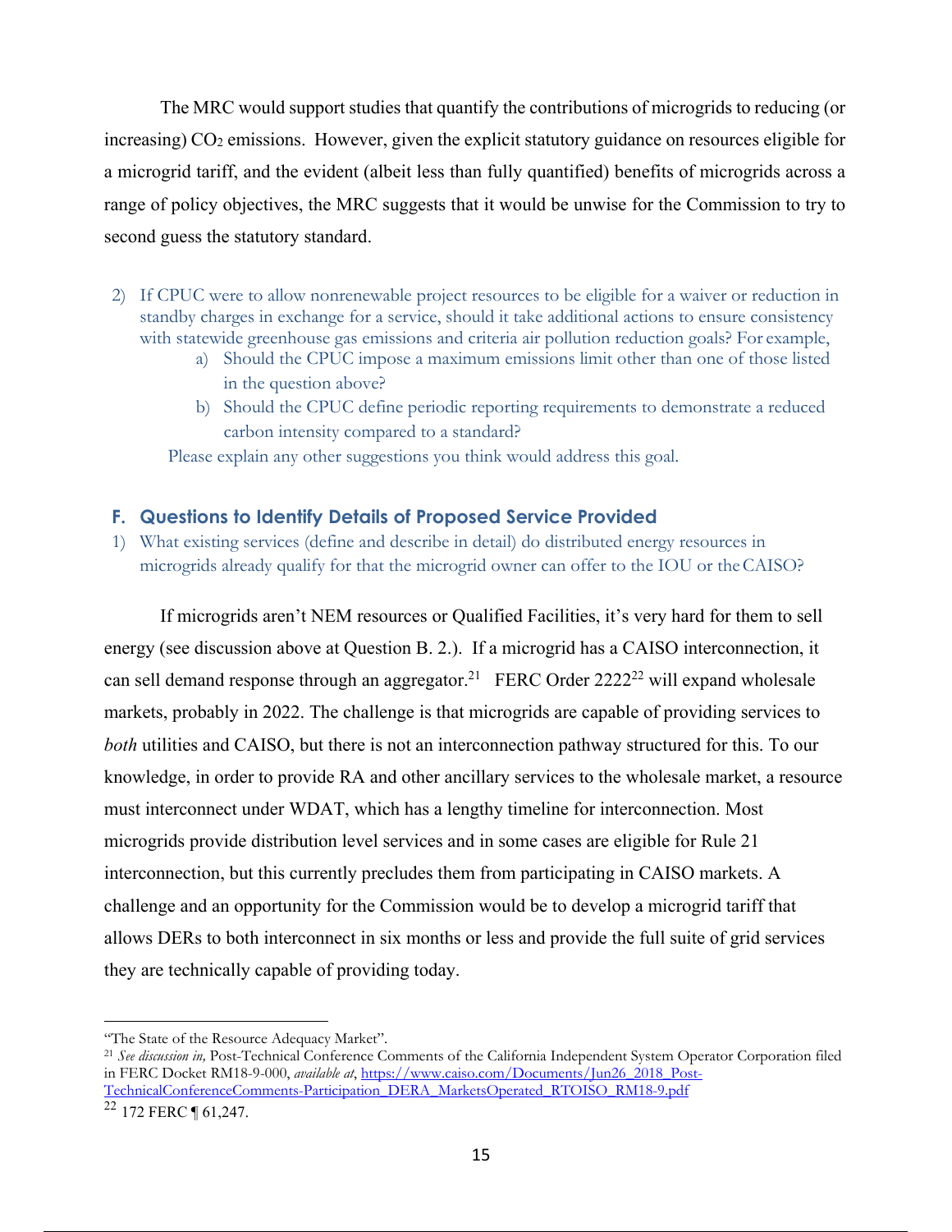The MRC would support studies that quantify the contributions of microgrids to reducing (or increasing) $CO_2$ emissions. However, given the explicit statutory guidance on resources eligible for a microgrid tariff, and the evident (albeit less than fully quantified) benefits of microgrids across a range of policy objectives, the MRC suggests that it would be unwise for the Commission to try to second guess the statutory standard.

2) If CPUC were to allow nonrenewable project resources to be eligible for a waiver or reduction in standby charges in exchange for a service, should it take additional actions to ensure consistency with statewide greenhouse gas emissions and criteria air pollution reduction goals? For example,
   a) Should the CPUC impose a maximum emissions limit other than one of those listed in the question above?
   b) Should the CPUC define periodic reporting requirements to demonstrate a reduced carbon intensity compared to a standard?

   Please explain any other suggestions you think would address this goal.

### F. Questions to Identify Details of Proposed Service Provided

1) What existing services (define and describe in detail) do distributed energy resources in microgrids already qualify for that the microgrid owner can offer to the IOU or the CAISO?

If microgrids aren't NEM resources or Qualified Facilities, it's very hard for them to sell energy (see discussion above at Question B. 2.). If a microgrid has a CAISO interconnection, it can sell demand response through an aggregator.[21] FERC Order 2222[22] will expand wholesale markets, probably in 2022. The challenge is that microgrids are capable of providing services to *both* utilities and CAISO, but there is not an interconnection pathway structured for this. To our knowledge, in order to provide RA and other ancillary services to the wholesale market, a resource must interconnect under WDAT, which has a lengthy timeline for interconnection. Most microgrids provide distribution level services and in some cases are eligible for Rule 21 interconnection, but this currently precludes them from participating in CAISO markets. A challenge and an opportunity for the Commission would be to develop a microgrid tariff that allows DERs to both interconnect in six months or less and provide the full suite of grid services they are technically capable of providing today.

---

"The State of the Resource Adequacy Market".

[21] *See discussion in,* Post-Technical Conference Comments of the California Independent System Operator Corporation filed in FERC Docket RM18-9-000, *available at*, https://www.caiso.com/Documents/Jun26_2018_Post-TechnicalConferenceComments-Participation_DERA_MarketsOperated_RTOISO_RM18-9.pdf

[22] 172 FERC ¶ 61,247.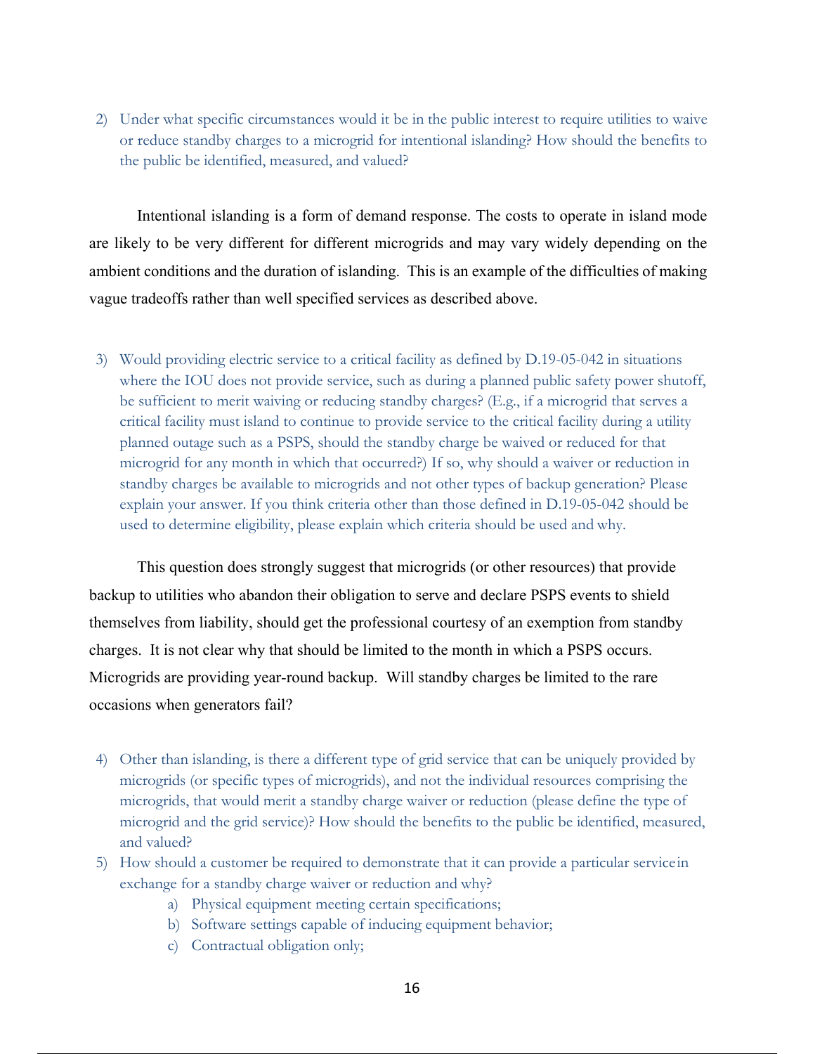2) Under what specific circumstances would it be in the public interest to require utilities to waive or reduce standby charges to a microgrid for intentional islanding? How should the benefits to the public be identified, measured, and valued?

Intentional islanding is a form of demand response. The costs to operate in island mode are likely to be very different for different microgrids and may vary widely depending on the ambient conditions and the duration of islanding. This is an example of the difficulties of making vague tradeoffs rather than well specified services as described above.

3) Would providing electric service to a critical facility as defined by D.19-05-042 in situations where the IOU does not provide service, such as during a planned public safety power shutoff, be sufficient to merit waiving or reducing standby charges? (E.g., if a microgrid that serves a critical facility must island to continue to provide service to the critical facility during a utility planned outage such as a PSPS, should the standby charge be waived or reduced for that microgrid for any month in which that occurred?) If so, why should a waiver or reduction in standby charges be available to microgrids and not other types of backup generation? Please explain your answer. If you think criteria other than those defined in D.19-05-042 should be used to determine eligibility, please explain which criteria should be used and why.

This question does strongly suggest that microgrids (or other resources) that provide backup to utilities who abandon their obligation to serve and declare PSPS events to shield themselves from liability, should get the professional courtesy of an exemption from standby charges. It is not clear why that should be limited to the month in which a PSPS occurs. Microgrids are providing year-round backup. Will standby charges be limited to the rare occasions when generators fail?

4) Other than islanding, is there a different type of grid service that can be uniquely provided by microgrids (or specific types of microgrids), and not the individual resources comprising the microgrids, that would merit a standby charge waiver or reduction (please define the type of microgrid and the grid service)? How should the benefits to the public be identified, measured, and valued?

5) How should a customer be required to demonstrate that it can provide a particular service in exchange for a standby charge waiver or reduction and why?
    a) Physical equipment meeting certain specifications;
    b) Software settings capable of inducing equipment behavior;
    c) Contractual obligation only;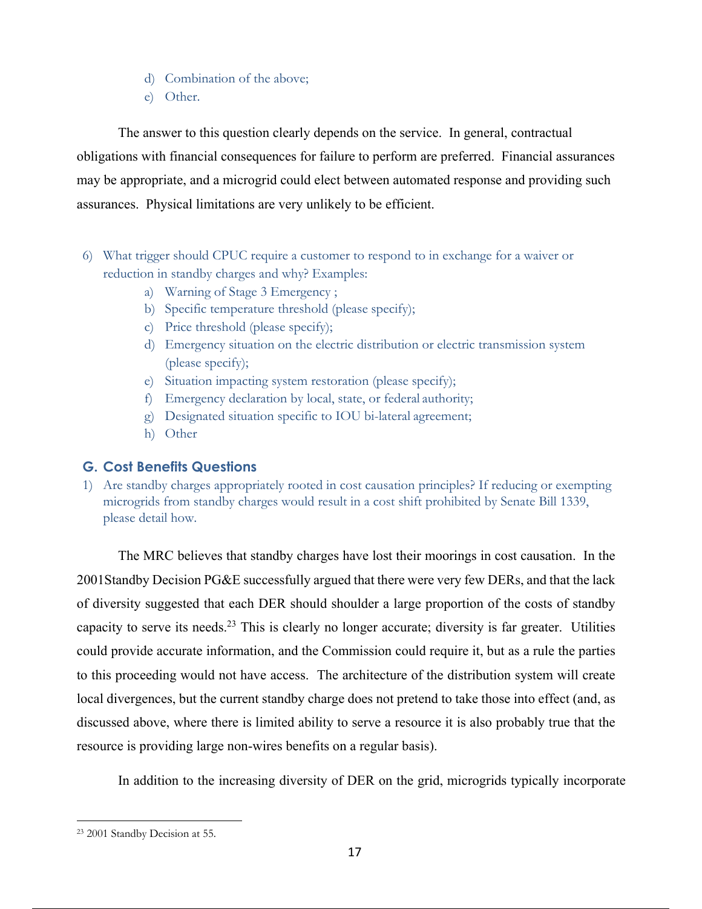d) Combination of the above;
e) Other.

The answer to this question clearly depends on the service. In general, contractual obligations with financial consequences for failure to perform are preferred. Financial assurances may be appropriate, and a microgrid could elect between automated response and providing such assurances. Physical limitations are very unlikely to be efficient.

6) What trigger should CPUC require a customer to respond to in exchange for a waiver or reduction in standby charges and why? Examples:
   a) Warning of Stage 3 Emergency ;
   b) Specific temperature threshold (please specify);
   c) Price threshold (please specify);
   d) Emergency situation on the electric distribution or electric transmission system (please specify);
   e) Situation impacting system restoration (please specify);
   f) Emergency declaration by local, state, or federal authority;
   g) Designated situation specific to IOU bi-lateral agreement;
   h) Other

## G. Cost Benefits Questions

1) Are standby charges appropriately rooted in cost causation principles? If reducing or exempting microgrids from standby charges would result in a cost shift prohibited by Senate Bill 1339, please detail how.

The MRC believes that standby charges have lost their moorings in cost causation. In the 2001Standby Decision PG&E successfully argued that there were very few DERs, and that the lack of diversity suggested that each DER should shoulder a large proportion of the costs of standby capacity to serve its needs.[23] This is clearly no longer accurate; diversity is far greater. Utilities could provide accurate information, and the Commission could require it, but as a rule the parties to this proceeding would not have access. The architecture of the distribution system will create local divergences, but the current standby charge does not pretend to take those into effect (and, as discussed above, where there is limited ability to serve a resource it is also probably true that the resource is providing large non-wires benefits on a regular basis).

In addition to the increasing diversity of DER on the grid, microgrids typically incorporate

---

[23] 2001 Standby Decision at 55.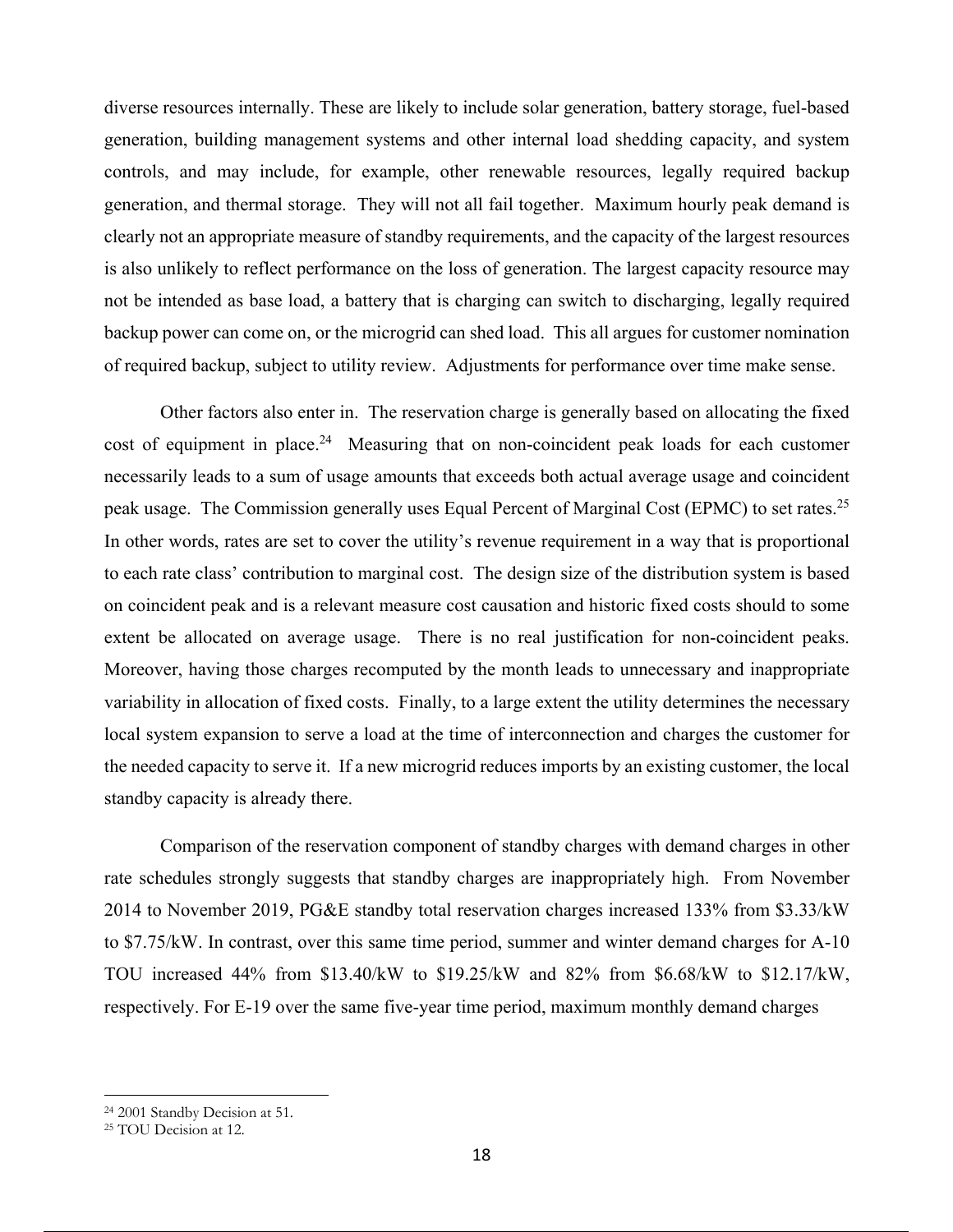diverse resources internally. These are likely to include solar generation, battery storage, fuel-based generation, building management systems and other internal load shedding capacity, and system controls, and may include, for example, other renewable resources, legally required backup generation, and thermal storage. They will not all fail together. Maximum hourly peak demand is clearly not an appropriate measure of standby requirements, and the capacity of the largest resources is also unlikely to reflect performance on the loss of generation. The largest capacity resource may not be intended as base load, a battery that is charging can switch to discharging, legally required backup power can come on, or the microgrid can shed load. This all argues for customer nomination of required backup, subject to utility review. Adjustments for performance over time make sense.

Other factors also enter in. The reservation charge is generally based on allocating the fixed cost of equipment in place.[24] Measuring that on non-coincident peak loads for each customer necessarily leads to a sum of usage amounts that exceeds both actual average usage and coincident peak usage. The Commission generally uses Equal Percent of Marginal Cost (EPMC) to set rates.[25] In other words, rates are set to cover the utility's revenue requirement in a way that is proportional to each rate class' contribution to marginal cost. The design size of the distribution system is based on coincident peak and is a relevant measure cost causation and historic fixed costs should to some extent be allocated on average usage. There is no real justification for non-coincident peaks. Moreover, having those charges recomputed by the month leads to unnecessary and inappropriate variability in allocation of fixed costs. Finally, to a large extent the utility determines the necessary local system expansion to serve a load at the time of interconnection and charges the customer for the needed capacity to serve it. If a new microgrid reduces imports by an existing customer, the local standby capacity is already there.

Comparison of the reservation component of standby charges with demand charges in other rate schedules strongly suggests that standby charges are inappropriately high. From November 2014 to November 2019, PG&E standby total reservation charges increased 133% from $3.33/kW to $7.75/kW. In contrast, over this same time period, summer and winter demand charges for A-10 TOU increased 44% from $13.40/kW to $19.25/kW and 82% from $6.68/kW to $12.17/kW, respectively. For E-19 over the same five-year time period, maximum monthly demand charges

[24] 2001 Standby Decision at 51.

[25] TOU Decision at 12.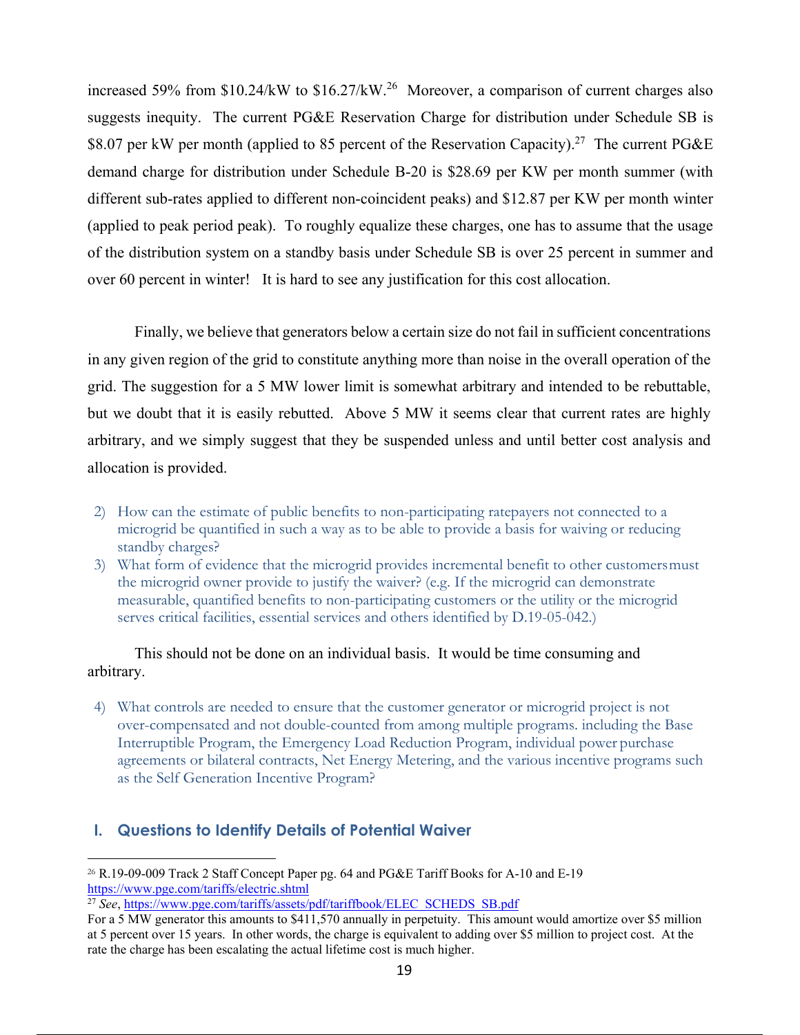increased 59% from $10.24/kW to $16.27/kW.[26] Moreover, a comparison of current charges also suggests inequity. The current PG&E Reservation Charge for distribution under Schedule SB is $8.07 per kW per month (applied to 85 percent of the Reservation Capacity).[27] The current PG&E demand charge for distribution under Schedule B-20 is $28.69 per KW per month summer (with different sub-rates applied to different non-coincident peaks) and $12.87 per KW per month winter (applied to peak period peak). To roughly equalize these charges, one has to assume that the usage of the distribution system on a standby basis under Schedule SB is over 25 percent in summer and over 60 percent in winter! It is hard to see any justification for this cost allocation.

Finally, we believe that generators below a certain size do not fail in sufficient concentrations in any given region of the grid to constitute anything more than noise in the overall operation of the grid. The suggestion for a 5 MW lower limit is somewhat arbitrary and intended to be rebuttable, but we doubt that it is easily rebutted. Above 5 MW it seems clear that current rates are highly arbitrary, and we simply suggest that they be suspended unless and until better cost analysis and allocation is provided.

2) How can the estimate of public benefits to non-participating ratepayers not connected to a microgrid be quantified in such a way as to be able to provide a basis for waiving or reducing standby charges?
3) What form of evidence that the microgrid provides incremental benefit to other customers must the microgrid owner provide to justify the waiver? (e.g. If the microgrid can demonstrate measurable, quantified benefits to non-participating customers or the utility or the microgrid serves critical facilities, essential services and others identified by D.19-05-042.)

This should not be done on an individual basis. It would be time consuming and arbitrary.

4) What controls are needed to ensure that the customer generator or microgrid project is not over-compensated and not double-counted from among multiple programs. including the Base Interruptible Program, the Emergency Load Reduction Program, individual power purchase agreements or bilateral contracts, Net Energy Metering, and the various incentive programs such as the Self Generation Incentive Program?

## I. Questions to Identify Details of Potential Waiver

[26] R.19-09-009 Track 2 Staff Concept Paper pg. 64 and PG&E Tariff Books for A-10 and E-19 https://www.pge.com/tariffs/electric.shtml

[27] *See*, https://www.pge.com/tariffs/assets/pdf/tariffbook/ELEC_SCHEDS_SB.pdf
For a 5 MW generator this amounts to $411,570 annually in perpetuity. This amount would amortize over $5 million at 5 percent over 15 years. In other words, the charge is equivalent to adding over $5 million to project cost. At the rate the charge has been escalating the actual lifetime cost is much higher.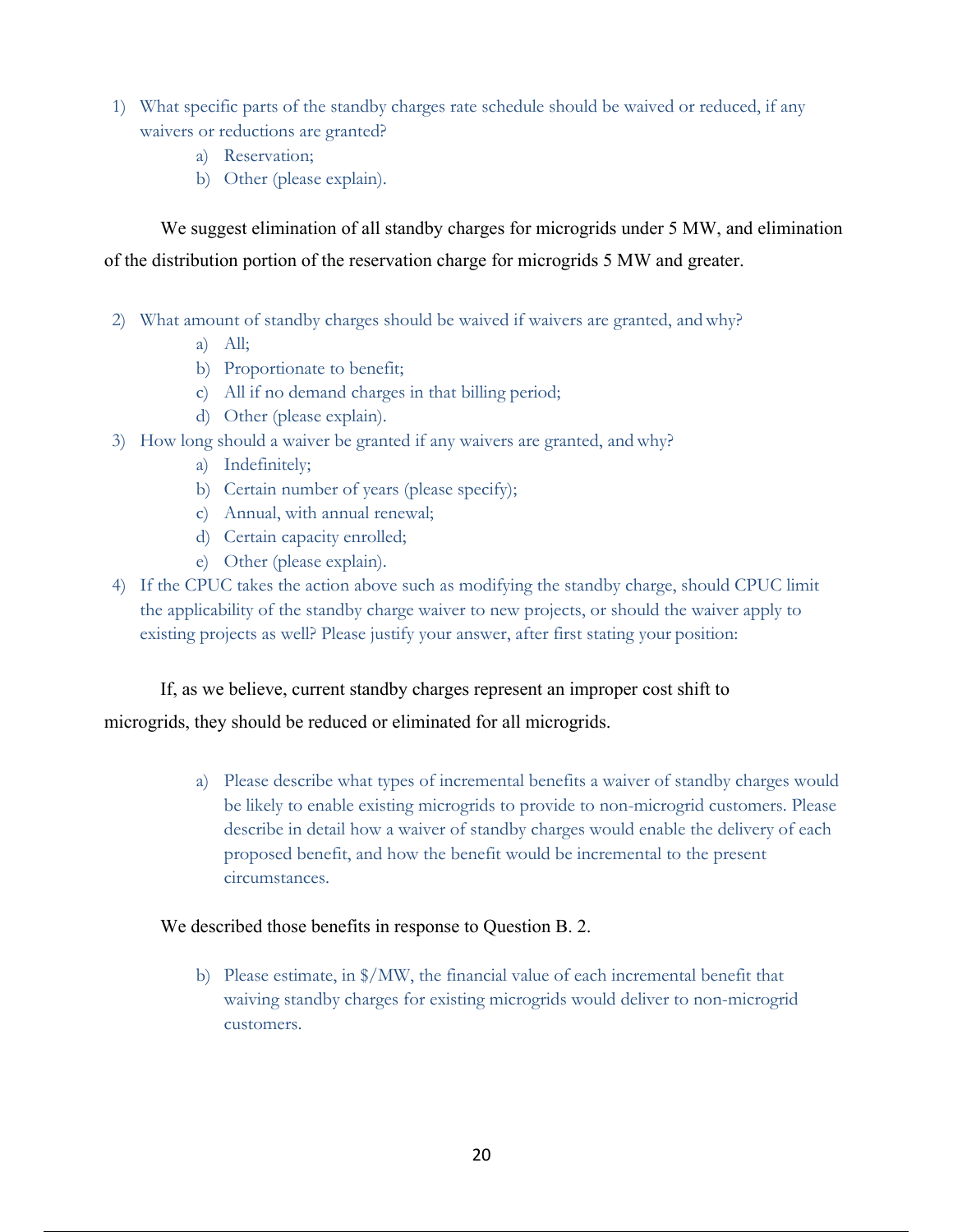1) What specific parts of the standby charges rate schedule should be waived or reduced, if any waivers or reductions are granted?
    a) Reservation;
    b) Other (please explain).

We suggest elimination of all standby charges for microgrids under 5 MW, and elimination of the distribution portion of the reservation charge for microgrids 5 MW and greater.

2) What amount of standby charges should be waived if waivers are granted, and why?
    a) All;
    b) Proportionate to benefit;
    c) All if no demand charges in that billing period;
    d) Other (please explain).
3) How long should a waiver be granted if any waivers are granted, and why?
    a) Indefinitely;
    b) Certain number of years (please specify);
    c) Annual, with annual renewal;
    d) Certain capacity enrolled;
    e) Other (please explain).
4) If the CPUC takes the action above such as modifying the standby charge, should CPUC limit the applicability of the standby charge waiver to new projects, or should the waiver apply to existing projects as well? Please justify your answer, after first stating your position:

If, as we believe, current standby charges represent an improper cost shift to microgrids, they should be reduced or eliminated for all microgrids.

  a) Please describe what types of incremental benefits a waiver of standby charges would be likely to enable existing microgrids to provide to non-microgrid customers. Please describe in detail how a waiver of standby charges would enable the delivery of each proposed benefit, and how the benefit would be incremental to the present circumstances.

We described those benefits in response to Question B. 2.

  b) Please estimate, in $/MW, the financial value of each incremental benefit that waiving standby charges for existing microgrids would deliver to non-microgrid customers.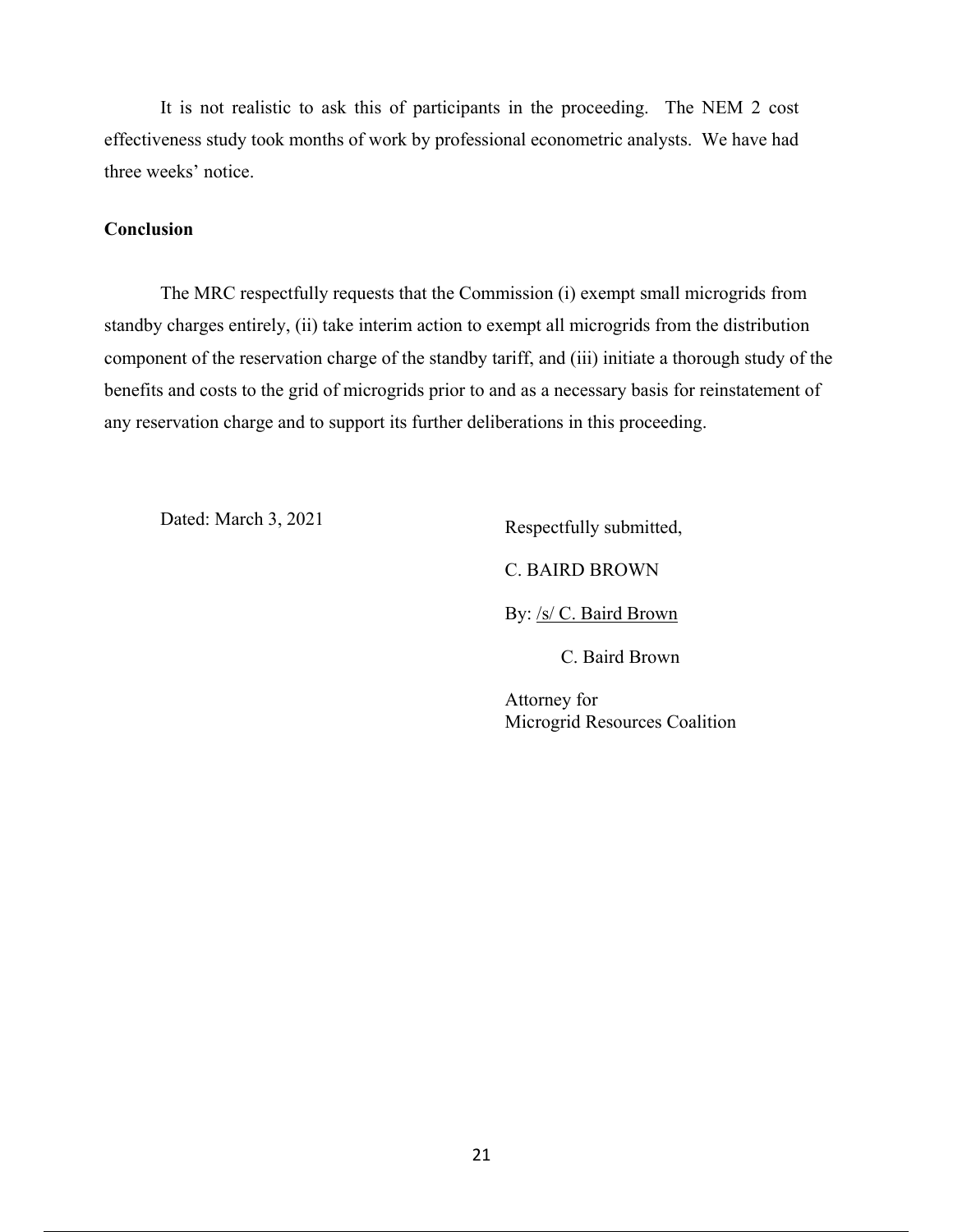It is not realistic to ask this of participants in the proceeding. The NEM 2 cost effectiveness study took months of work by professional econometric analysts. We have had three weeks' notice.

**Conclusion**

The MRC respectfully requests that the Commission (i) exempt small microgrids from standby charges entirely, (ii) take interim action to exempt all microgrids from the distribution component of the reservation charge of the standby tariff, and (iii) initiate a thorough study of the benefits and costs to the grid of microgrids prior to and as a necessary basis for reinstatement of any reservation charge and to support its further deliberations in this proceeding.

Dated: March 3, 2021

Respectfully submitted,

C. BAIRD BROWN

By: /s/ C. Baird Brown

C. Baird Brown

Attorney for
Microgrid Resources Coalition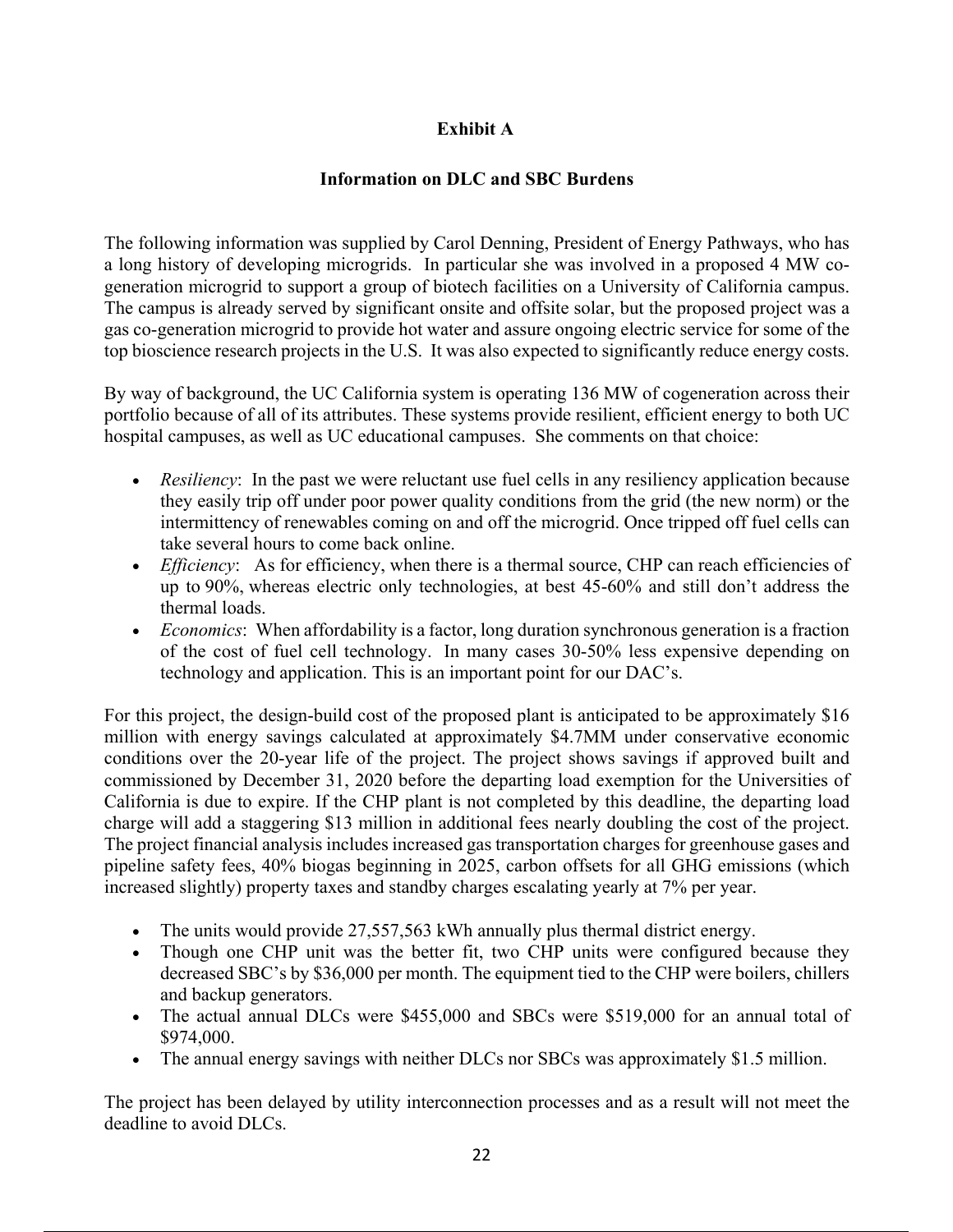**Exhibit A**

**Information on DLC and SBC Burdens**

The following information was supplied by Carol Denning, President of Energy Pathways, who has a long history of developing microgrids. In particular she was involved in a proposed 4 MW co-generation microgrid to support a group of biotech facilities on a University of California campus. The campus is already served by significant onsite and offsite solar, but the proposed project was a gas co-generation microgrid to provide hot water and assure ongoing electric service for some of the top bioscience research projects in the U.S. It was also expected to significantly reduce energy costs.

By way of background, the UC California system is operating 136 MW of cogeneration across their portfolio because of all of its attributes. These systems provide resilient, efficient energy to both UC hospital campuses, as well as UC educational campuses. She comments on that choice:

- *Resiliency*: In the past we were reluctant use fuel cells in any resiliency application because they easily trip off under poor power quality conditions from the grid (the new norm) or the intermittency of renewables coming on and off the microgrid. Once tripped off fuel cells can take several hours to come back online.
- *Efficiency*: As for efficiency, when there is a thermal source, CHP can reach efficiencies of up to 90%, whereas electric only technologies, at best 45-60% and still don't address the thermal loads.
- *Economics*: When affordability is a factor, long duration synchronous generation is a fraction of the cost of fuel cell technology. In many cases 30-50% less expensive depending on technology and application. This is an important point for our DAC's.

For this project, the design-build cost of the proposed plant is anticipated to be approximately $16 million with energy savings calculated at approximately $4.7MM under conservative economic conditions over the 20-year life of the project. The project shows savings if approved built and commissioned by December 31, 2020 before the departing load exemption for the Universities of California is due to expire. If the CHP plant is not completed by this deadline, the departing load charge will add a staggering $13 million in additional fees nearly doubling the cost of the project. The project financial analysis includes increased gas transportation charges for greenhouse gases and pipeline safety fees, 40% biogas beginning in 2025, carbon offsets for all GHG emissions (which increased slightly) property taxes and standby charges escalating yearly at 7% per year.

- The units would provide 27,557,563 kWh annually plus thermal district energy.
- Though one CHP unit was the better fit, two CHP units were configured because they decreased SBC's by $36,000 per month. The equipment tied to the CHP were boilers, chillers and backup generators.
- The actual annual DLCs were $455,000 and SBCs were $519,000 for an annual total of $974,000.
- The annual energy savings with neither DLCs nor SBCs was approximately $1.5 million.

The project has been delayed by utility interconnection processes and as a result will not meet the deadline to avoid DLCs.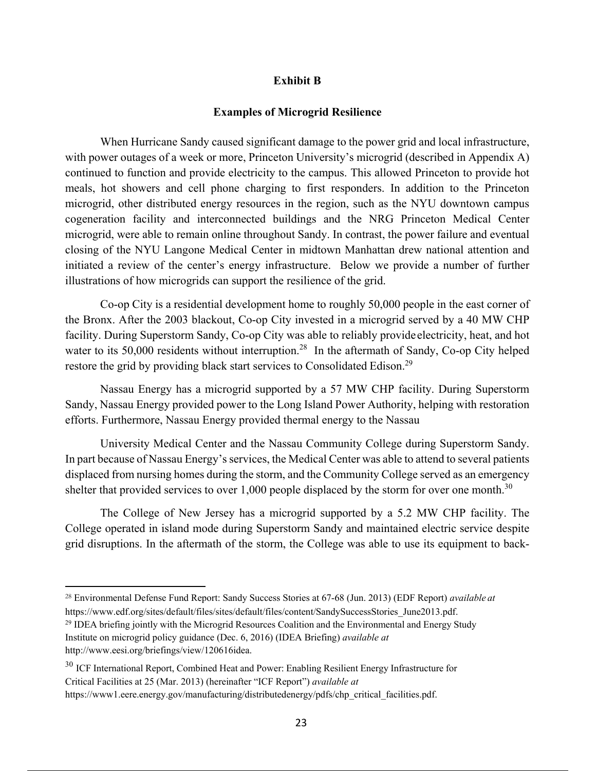## Exhibit B

### Examples of Microgrid Resilience

When Hurricane Sandy caused significant damage to the power grid and local infrastructure, with power outages of a week or more, Princeton University's microgrid (described in Appendix A) continued to function and provide electricity to the campus. This allowed Princeton to provide hot meals, hot showers and cell phone charging to first responders. In addition to the Princeton microgrid, other distributed energy resources in the region, such as the NYU downtown campus cogeneration facility and interconnected buildings and the NRG Princeton Medical Center microgrid, were able to remain online throughout Sandy. In contrast, the power failure and eventual closing of the NYU Langone Medical Center in midtown Manhattan drew national attention and initiated a review of the center's energy infrastructure. Below we provide a number of further illustrations of how microgrids can support the resilience of the grid.

Co-op City is a residential development home to roughly 50,000 people in the east corner of the Bronx. After the 2003 blackout, Co-op City invested in a microgrid served by a 40 MW CHP facility. During Superstorm Sandy, Co-op City was able to reliably provide electricity, heat, and hot water to its 50,000 residents without interruption.[28] In the aftermath of Sandy, Co-op City helped restore the grid by providing black start services to Consolidated Edison.[29]

Nassau Energy has a microgrid supported by a 57 MW CHP facility. During Superstorm Sandy, Nassau Energy provided power to the Long Island Power Authority, helping with restoration efforts. Furthermore, Nassau Energy provided thermal energy to the Nassau

University Medical Center and the Nassau Community College during Superstorm Sandy. In part because of Nassau Energy's services, the Medical Center was able to attend to several patients displaced from nursing homes during the storm, and the Community College served as an emergency shelter that provided services to over 1,000 people displaced by the storm for over one month.[30]

The College of New Jersey has a microgrid supported by a 5.2 MW CHP facility. The College operated in island mode during Superstorm Sandy and maintained electric service despite grid disruptions. In the aftermath of the storm, the College was able to use its equipment to back-

---

[28] Environmental Defense Fund Report: Sandy Success Stories at 67-68 (Jun. 2013) (EDF Report) *available at* https://www.edf.org/sites/default/files/sites/default/files/content/SandySuccessStories_June2013.pdf.

[29] IDEA briefing jointly with the Microgrid Resources Coalition and the Environmental and Energy Study Institute on microgrid policy guidance (Dec. 6, 2016) (IDEA Briefing) *available at* http://www.eesi.org/briefings/view/120616idea.

[30] ICF International Report, Combined Heat and Power: Enabling Resilient Energy Infrastructure for Critical Facilities at 25 (Mar. 2013) (hereinafter "ICF Report") *available at* https://www1.eere.energy.gov/manufacturing/distributedenergy/pdfs/chp_critical_facilities.pdf.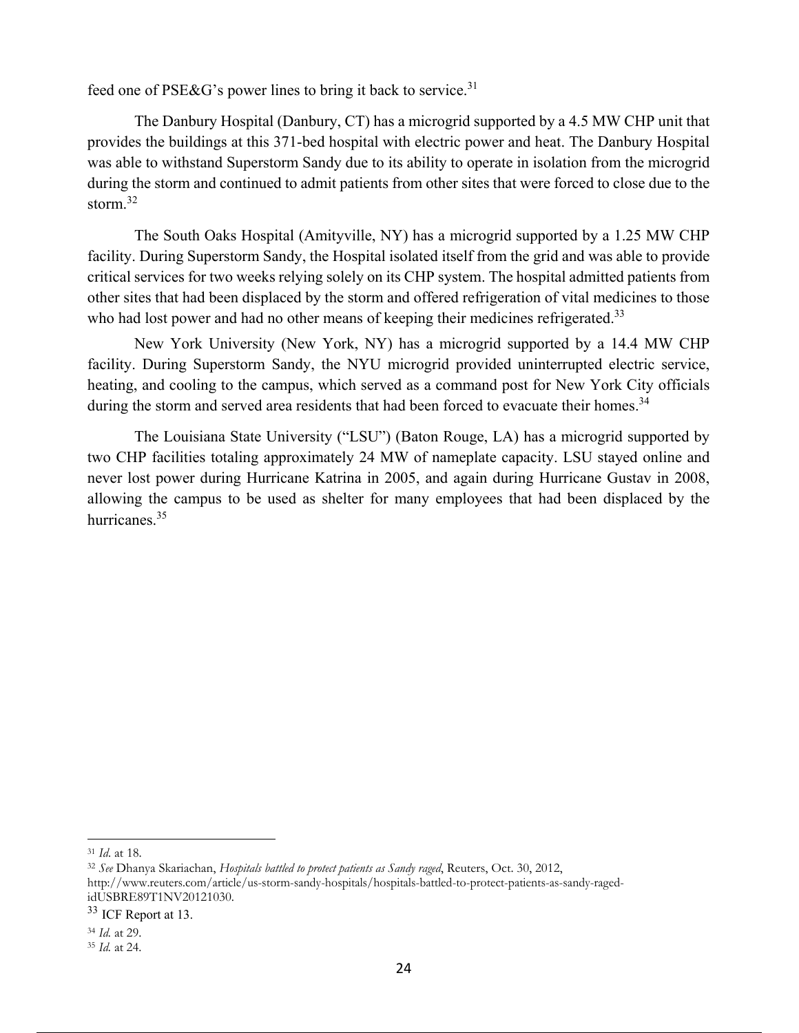feed one of PSE&G's power lines to bring it back to service.[31]

The Danbury Hospital (Danbury, CT) has a microgrid supported by a 4.5 MW CHP unit that provides the buildings at this 371-bed hospital with electric power and heat. The Danbury Hospital was able to withstand Superstorm Sandy due to its ability to operate in isolation from the microgrid during the storm and continued to admit patients from other sites that were forced to close due to the storm.[32]

The South Oaks Hospital (Amityville, NY) has a microgrid supported by a 1.25 MW CHP facility. During Superstorm Sandy, the Hospital isolated itself from the grid and was able to provide critical services for two weeks relying solely on its CHP system. The hospital admitted patients from other sites that had been displaced by the storm and offered refrigeration of vital medicines to those who had lost power and had no other means of keeping their medicines refrigerated.[33]

New York University (New York, NY) has a microgrid supported by a 14.4 MW CHP facility. During Superstorm Sandy, the NYU microgrid provided uninterrupted electric service, heating, and cooling to the campus, which served as a command post for New York City officials during the storm and served area residents that had been forced to evacuate their homes.[34]

The Louisiana State University ("LSU") (Baton Rouge, LA) has a microgrid supported by two CHP facilities totaling approximately 24 MW of nameplate capacity. LSU stayed online and never lost power during Hurricane Katrina in 2005, and again during Hurricane Gustav in 2008, allowing the campus to be used as shelter for many employees that had been displaced by the hurricanes.[35]

---

[31] *Id*. at 18.

[32] *See* Dhanya Skariachan, *Hospitals battled to protect patients as Sandy raged*, Reuters, Oct. 30, 2012, http://www.reuters.com/article/us-storm-sandy-hospitals/hospitals-battled-to-protect-patients-as-sandy-raged-idUSBRE89T1NV20121030.

[33] ICF Report at 13.

[34] *Id.* at 29.

[35] *Id.* at 24.